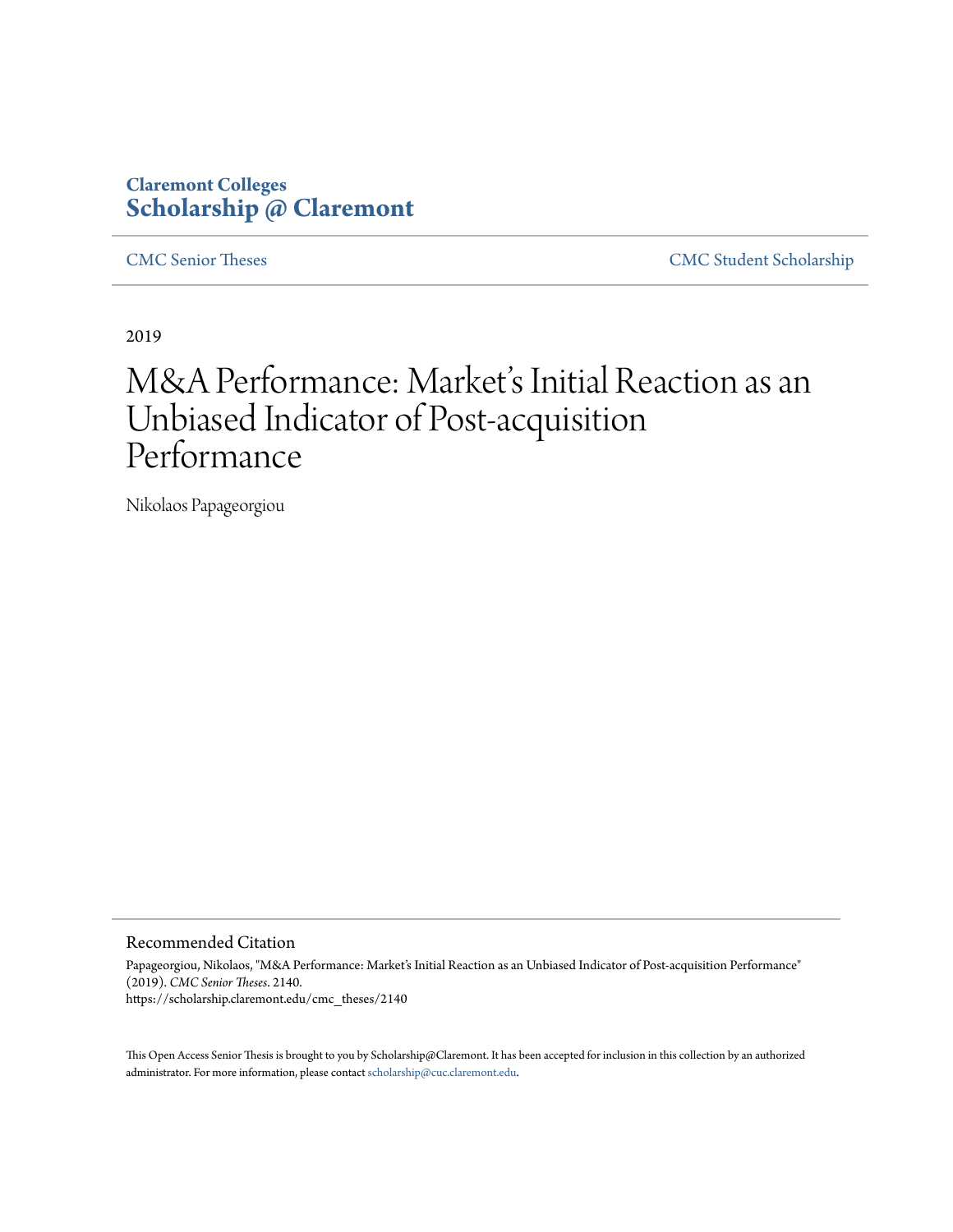Claremont Colleges
**Scholarship @ Claremont**

CMC Senior Theses | CMC Student Scholarship

2019

# M&A Performance: Market's Initial Reaction as an Unbiased Indicator of Post-acquisition Performance

Nikolaos Papageorgiou

## Recommended Citation

Papageorgiou, Nikolaos, "M&A Performance: Market's Initial Reaction as an Unbiased Indicator of Post-acquisition Performance" (2019). *CMC Senior Theses*. 2140.
https://scholarship.claremont.edu/cmc_theses/2140

This Open Access Senior Thesis is brought to you by Scholarship@Claremont. It has been accepted for inclusion in this collection by an authorized administrator. For more information, please contact scholarship@cuc.claremont.edu.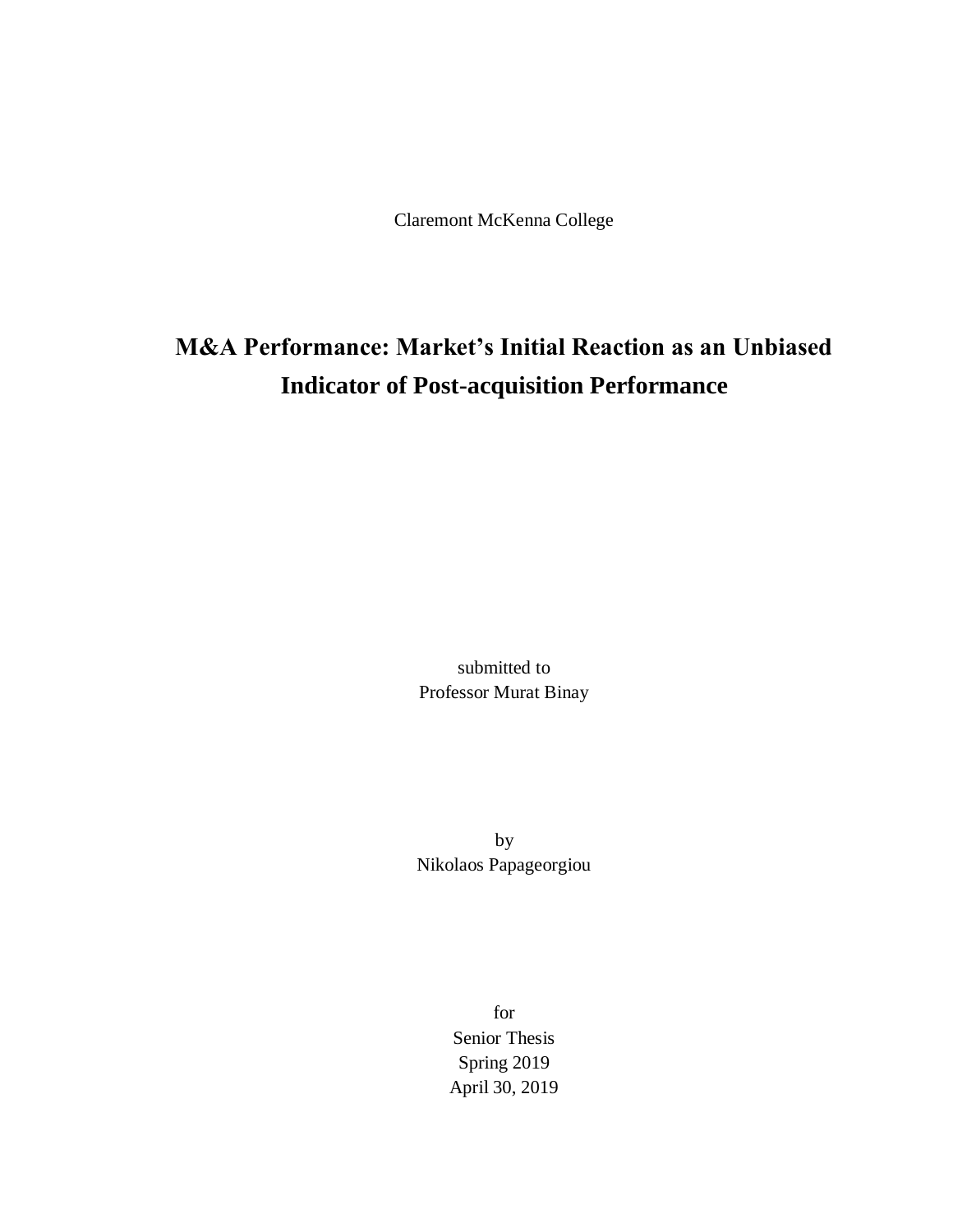Claremont McKenna College

# M&A Performance: Market's Initial Reaction as an Unbiased Indicator of Post-acquisition Performance

submitted to  
Professor Murat Binay

by  
Nikolaos Papageorgiou

for  
Senior Thesis  
Spring 2019  
April 30, 2019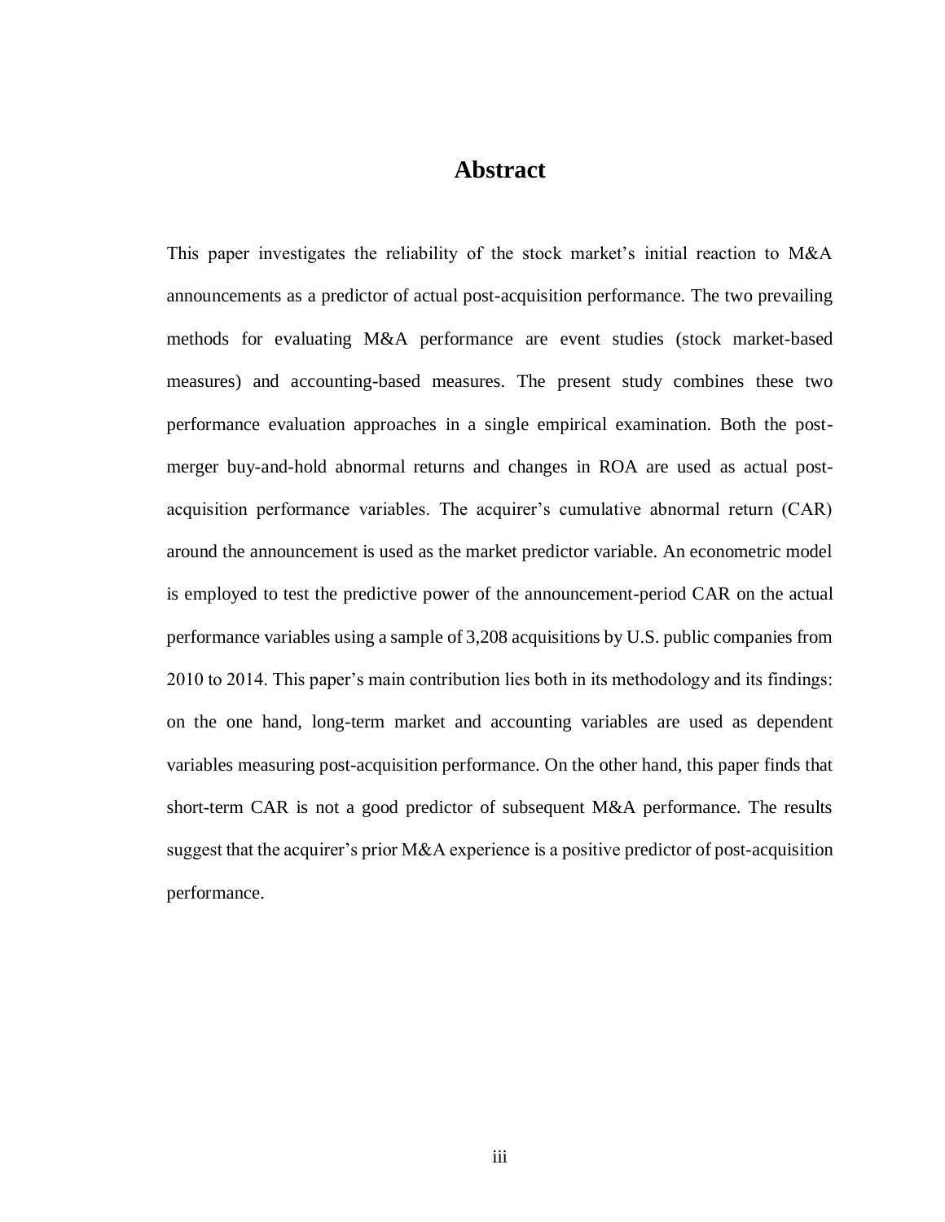# Abstract

This paper investigates the reliability of the stock market's initial reaction to M&A announcements as a predictor of actual post-acquisition performance. The two prevailing methods for evaluating M&A performance are event studies (stock market-based measures) and accounting-based measures. The present study combines these two performance evaluation approaches in a single empirical examination. Both the post-merger buy-and-hold abnormal returns and changes in ROA are used as actual post-acquisition performance variables. The acquirer's cumulative abnormal return (CAR) around the announcement is used as the market predictor variable. An econometric model is employed to test the predictive power of the announcement-period CAR on the actual performance variables using a sample of 3,208 acquisitions by U.S. public companies from 2010 to 2014. This paper's main contribution lies both in its methodology and its findings: on the one hand, long-term market and accounting variables are used as dependent variables measuring post-acquisition performance. On the other hand, this paper finds that short-term CAR is not a good predictor of subsequent M&A performance. The results suggest that the acquirer's prior M&A experience is a positive predictor of post-acquisition performance.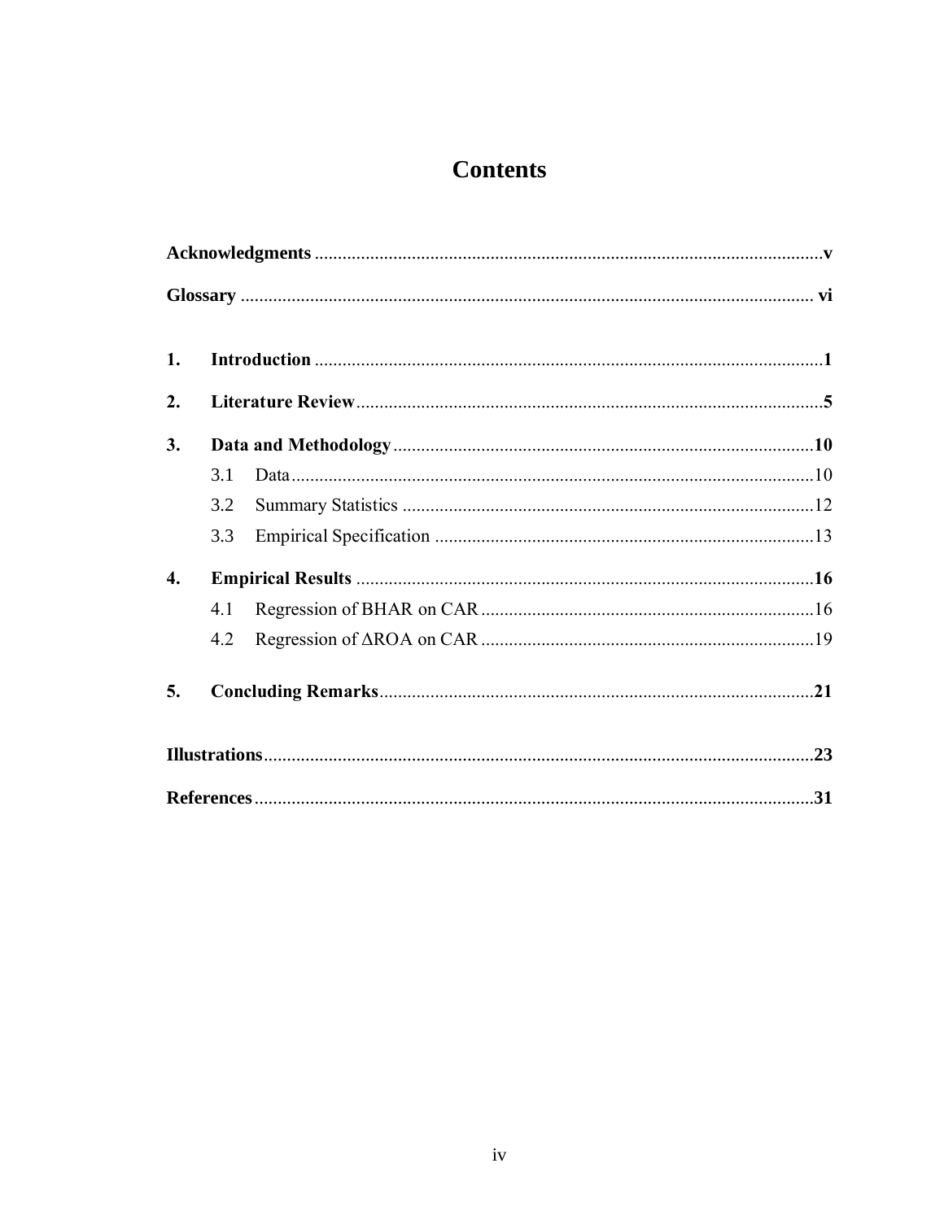# Contents

**Acknowledgments** ... **v**

**Glossary** ... **vi**

**1. Introduction** ... **1**

**2. Literature Review** ... **5**

**3. Data and Methodology** ... **10**

- 3.1 Data ... 10
- 3.2 Summary Statistics ... 12
- 3.3 Empirical Specification ... 13

**4. Empirical Results** ... **16**

- 4.1 Regression of BHAR on CAR ... 16
- 4.2 Regression of ΔROA on CAR ... 19

**5. Concluding Remarks** ... **21**

**Illustrations** ... **23**

**References** ... **31**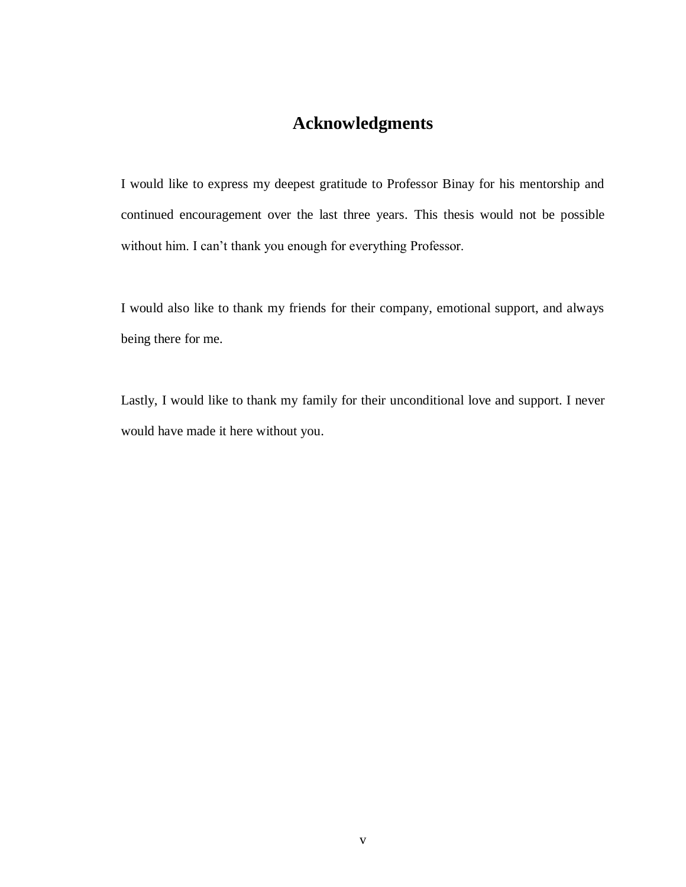# Acknowledgments

I would like to express my deepest gratitude to Professor Binay for his mentorship and continued encouragement over the last three years. This thesis would not be possible without him. I can't thank you enough for everything Professor.

I would also like to thank my friends for their company, emotional support, and always being there for me.

Lastly, I would like to thank my family for their unconditional love and support. I never would have made it here without you.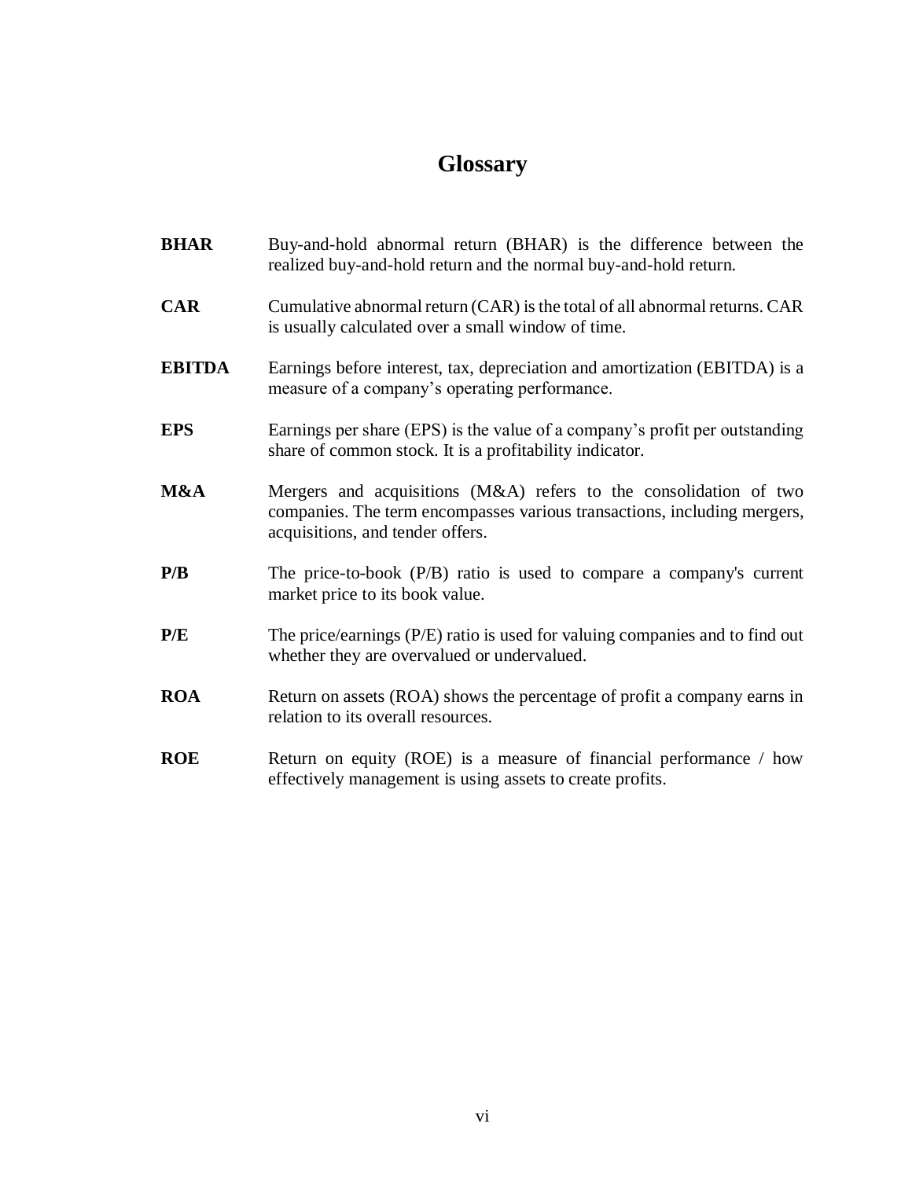# Glossary

| | |
|---|---|
| **BHAR** | Buy-and-hold abnormal return (BHAR) is the difference between the realized buy-and-hold return and the normal buy-and-hold return. |
| **CAR** | Cumulative abnormal return (CAR) is the total of all abnormal returns. CAR is usually calculated over a small window of time. |
| **EBITDA** | Earnings before interest, tax, depreciation and amortization (EBITDA) is a measure of a company's operating performance. |
| **EPS** | Earnings per share (EPS) is the value of a company's profit per outstanding share of common stock. It is a profitability indicator. |
| **M&A** | Mergers and acquisitions (M&A) refers to the consolidation of two companies. The term encompasses various transactions, including mergers, acquisitions, and tender offers. |
| **P/B** | The price-to-book (P/B) ratio is used to compare a company's current market price to its book value. |
| **P/E** | The price/earnings (P/E) ratio is used for valuing companies and to find out whether they are overvalued or undervalued. |
| **ROA** | Return on assets (ROA) shows the percentage of profit a company earns in relation to its overall resources. |
| **ROE** | Return on equity (ROE) is a measure of financial performance / how effectively management is using assets to create profits. |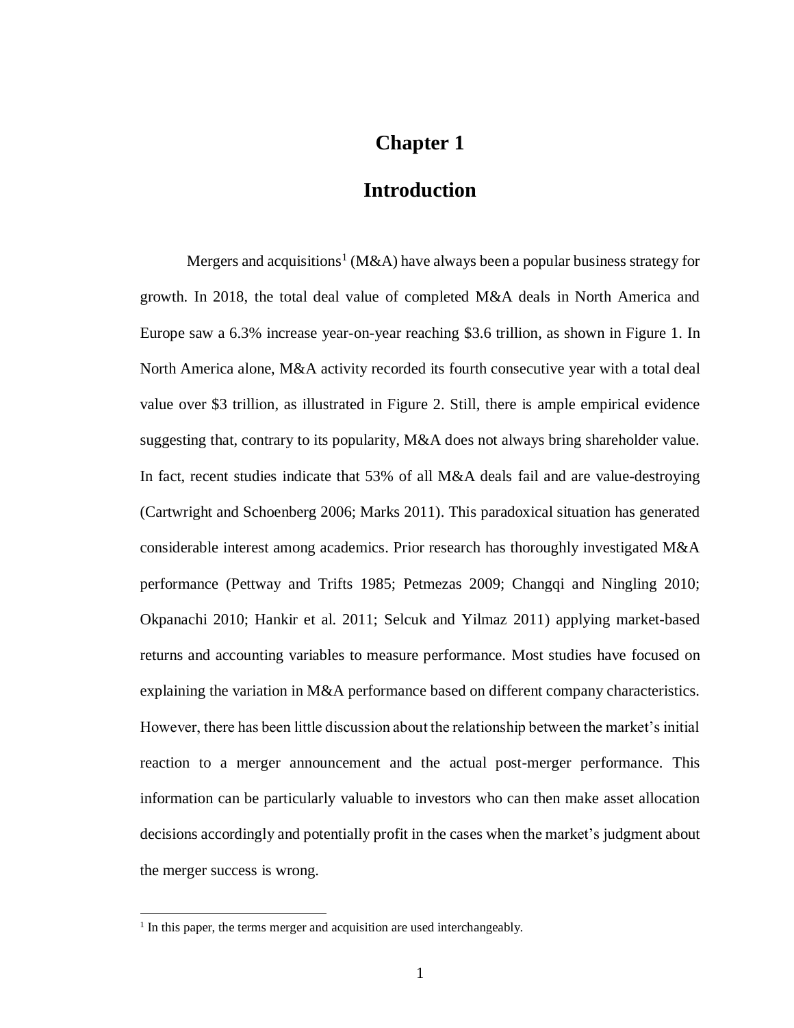# Chapter 1

# Introduction

Mergers and acquisitions[1] (M&A) have always been a popular business strategy for growth. In 2018, the total deal value of completed M&A deals in North America and Europe saw a 6.3% increase year-on-year reaching $3.6 trillion, as shown in Figure 1. In North America alone, M&A activity recorded its fourth consecutive year with a total deal value over $3 trillion, as illustrated in Figure 2. Still, there is ample empirical evidence suggesting that, contrary to its popularity, M&A does not always bring shareholder value. In fact, recent studies indicate that 53% of all M&A deals fail and are value-destroying (Cartwright and Schoenberg 2006; Marks 2011). This paradoxical situation has generated considerable interest among academics. Prior research has thoroughly investigated M&A performance (Pettway and Trifts 1985; Petmezas 2009; Changqi and Ningling 2010; Okpanachi 2010; Hankir et al. 2011; Selcuk and Yilmaz 2011) applying market-based returns and accounting variables to measure performance. Most studies have focused on explaining the variation in M&A performance based on different company characteristics. However, there has been little discussion about the relationship between the market's initial reaction to a merger announcement and the actual post-merger performance. This information can be particularly valuable to investors who can then make asset allocation decisions accordingly and potentially profit in the cases when the market's judgment about the merger success is wrong.

[1] In this paper, the terms merger and acquisition are used interchangeably.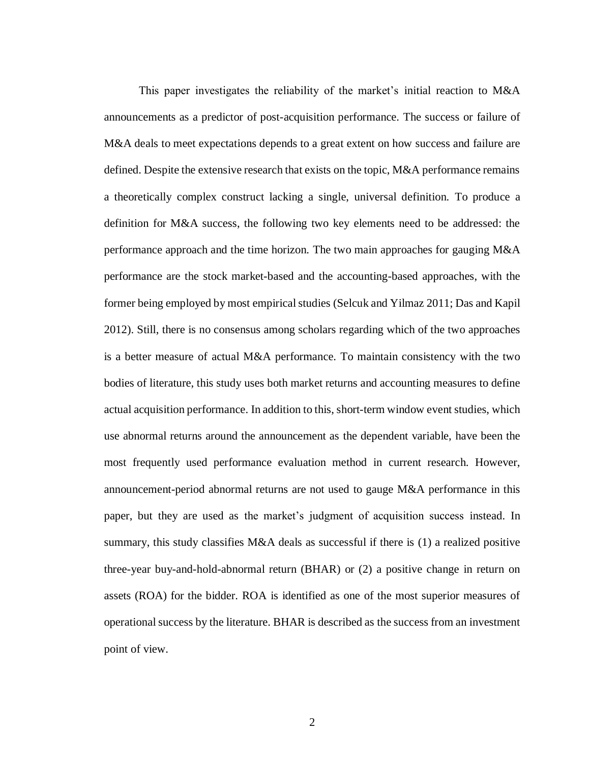This paper investigates the reliability of the market's initial reaction to M&A announcements as a predictor of post-acquisition performance. The success or failure of M&A deals to meet expectations depends to a great extent on how success and failure are defined. Despite the extensive research that exists on the topic, M&A performance remains a theoretically complex construct lacking a single, universal definition. To produce a definition for M&A success, the following two key elements need to be addressed: the performance approach and the time horizon. The two main approaches for gauging M&A performance are the stock market-based and the accounting-based approaches, with the former being employed by most empirical studies (Selcuk and Yilmaz 2011; Das and Kapil 2012). Still, there is no consensus among scholars regarding which of the two approaches is a better measure of actual M&A performance. To maintain consistency with the two bodies of literature, this study uses both market returns and accounting measures to define actual acquisition performance. In addition to this, short-term window event studies, which use abnormal returns around the announcement as the dependent variable, have been the most frequently used performance evaluation method in current research. However, announcement-period abnormal returns are not used to gauge M&A performance in this paper, but they are used as the market's judgment of acquisition success instead. In summary, this study classifies M&A deals as successful if there is (1) a realized positive three-year buy-and-hold-abnormal return (BHAR) or (2) a positive change in return on assets (ROA) for the bidder. ROA is identified as one of the most superior measures of operational success by the literature. BHAR is described as the success from an investment point of view.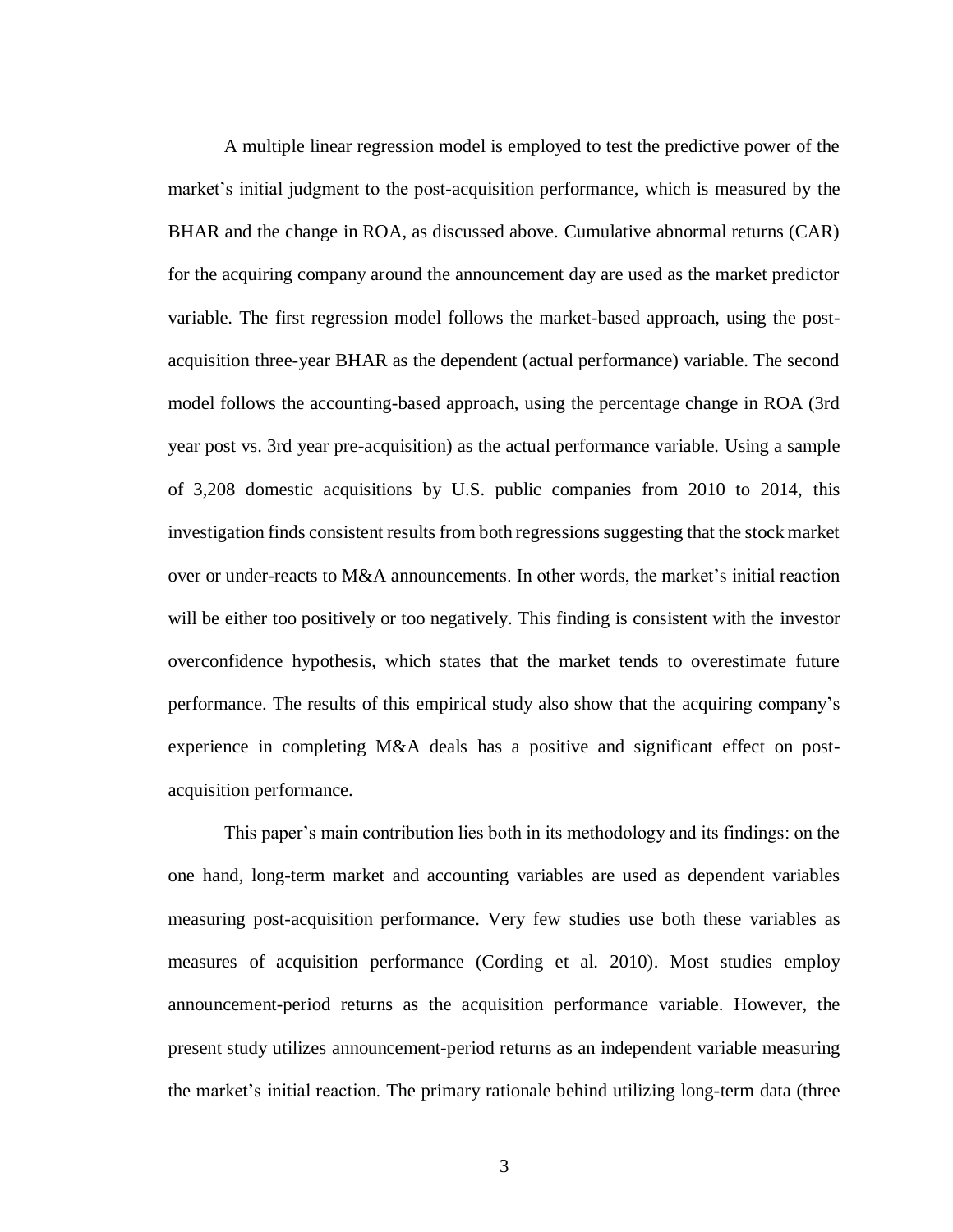A multiple linear regression model is employed to test the predictive power of the market's initial judgment to the post-acquisition performance, which is measured by the BHAR and the change in ROA, as discussed above. Cumulative abnormal returns (CAR) for the acquiring company around the announcement day are used as the market predictor variable. The first regression model follows the market-based approach, using the post-acquisition three-year BHAR as the dependent (actual performance) variable. The second model follows the accounting-based approach, using the percentage change in ROA (3rd year post vs. 3rd year pre-acquisition) as the actual performance variable. Using a sample of 3,208 domestic acquisitions by U.S. public companies from 2010 to 2014, this investigation finds consistent results from both regressions suggesting that the stock market over or under-reacts to M&A announcements. In other words, the market's initial reaction will be either too positively or too negatively. This finding is consistent with the investor overconfidence hypothesis, which states that the market tends to overestimate future performance. The results of this empirical study also show that the acquiring company's experience in completing M&A deals has a positive and significant effect on post-acquisition performance.

This paper's main contribution lies both in its methodology and its findings: on the one hand, long-term market and accounting variables are used as dependent variables measuring post-acquisition performance. Very few studies use both these variables as measures of acquisition performance (Cording et al. 2010). Most studies employ announcement-period returns as the acquisition performance variable. However, the present study utilizes announcement-period returns as an independent variable measuring the market's initial reaction. The primary rationale behind utilizing long-term data (three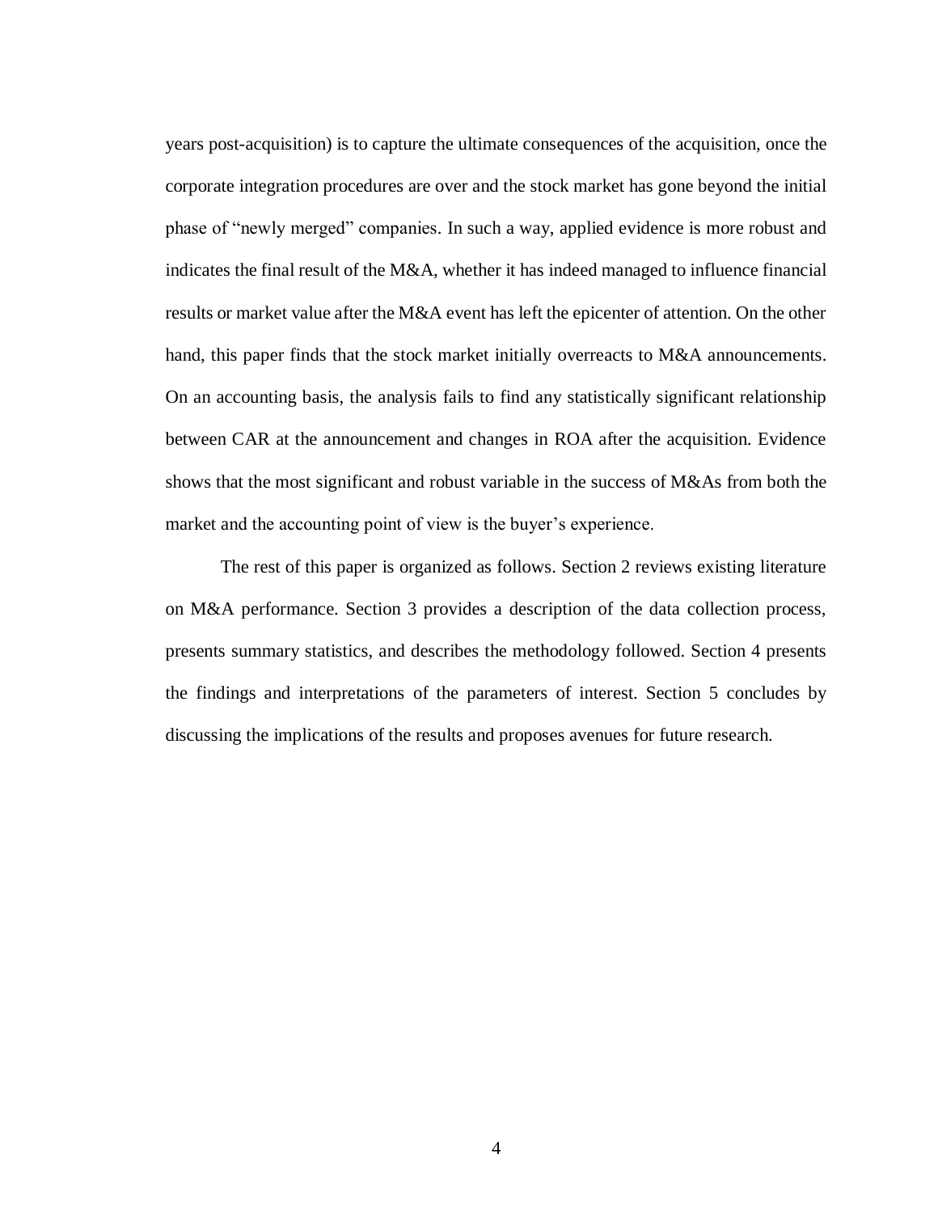years post-acquisition) is to capture the ultimate consequences of the acquisition, once the corporate integration procedures are over and the stock market has gone beyond the initial phase of “newly merged” companies. In such a way, applied evidence is more robust and indicates the final result of the M&A, whether it has indeed managed to influence financial results or market value after the M&A event has left the epicenter of attention. On the other hand, this paper finds that the stock market initially overreacts to M&A announcements. On an accounting basis, the analysis fails to find any statistically significant relationship between CAR at the announcement and changes in ROA after the acquisition. Evidence shows that the most significant and robust variable in the success of M&As from both the market and the accounting point of view is the buyer’s experience.

The rest of this paper is organized as follows. Section 2 reviews existing literature on M&A performance. Section 3 provides a description of the data collection process, presents summary statistics, and describes the methodology followed. Section 4 presents the findings and interpretations of the parameters of interest. Section 5 concludes by discussing the implications of the results and proposes avenues for future research.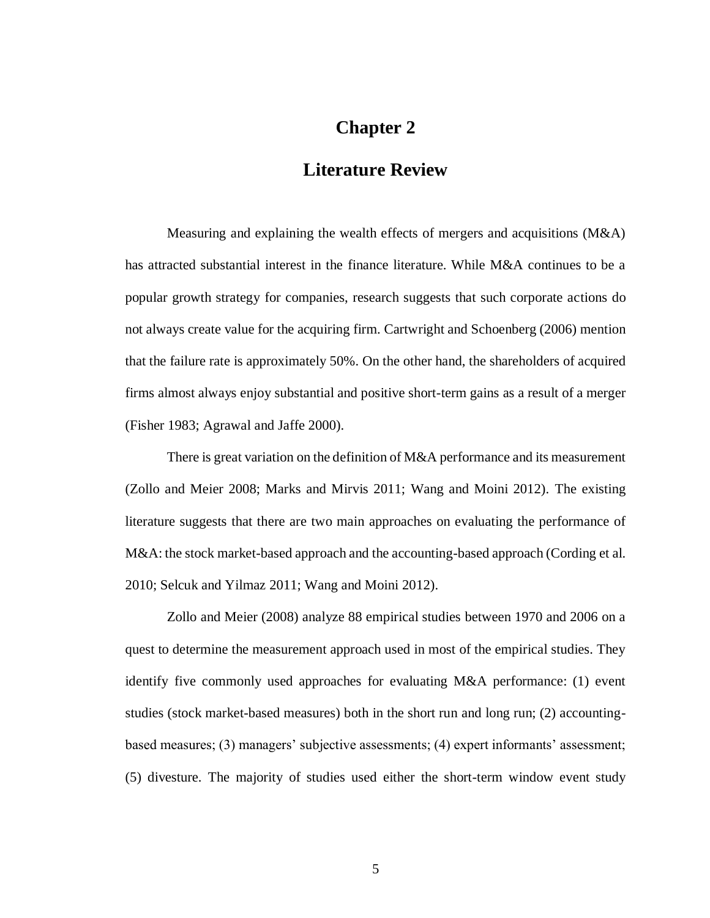# Chapter 2

# Literature Review

Measuring and explaining the wealth effects of mergers and acquisitions (M&A) has attracted substantial interest in the finance literature. While M&A continues to be a popular growth strategy for companies, research suggests that such corporate actions do not always create value for the acquiring firm. Cartwright and Schoenberg (2006) mention that the failure rate is approximately 50%. On the other hand, the shareholders of acquired firms almost always enjoy substantial and positive short-term gains as a result of a merger (Fisher 1983; Agrawal and Jaffe 2000).

There is great variation on the definition of M&A performance and its measurement (Zollo and Meier 2008; Marks and Mirvis 2011; Wang and Moini 2012). The existing literature suggests that there are two main approaches on evaluating the performance of M&A: the stock market-based approach and the accounting-based approach (Cording et al. 2010; Selcuk and Yilmaz 2011; Wang and Moini 2012).

Zollo and Meier (2008) analyze 88 empirical studies between 1970 and 2006 on a quest to determine the measurement approach used in most of the empirical studies. They identify five commonly used approaches for evaluating M&A performance: (1) event studies (stock market-based measures) both in the short run and long run; (2) accounting-based measures; (3) managers' subjective assessments; (4) expert informants' assessment; (5) divesture. The majority of studies used either the short-term window event study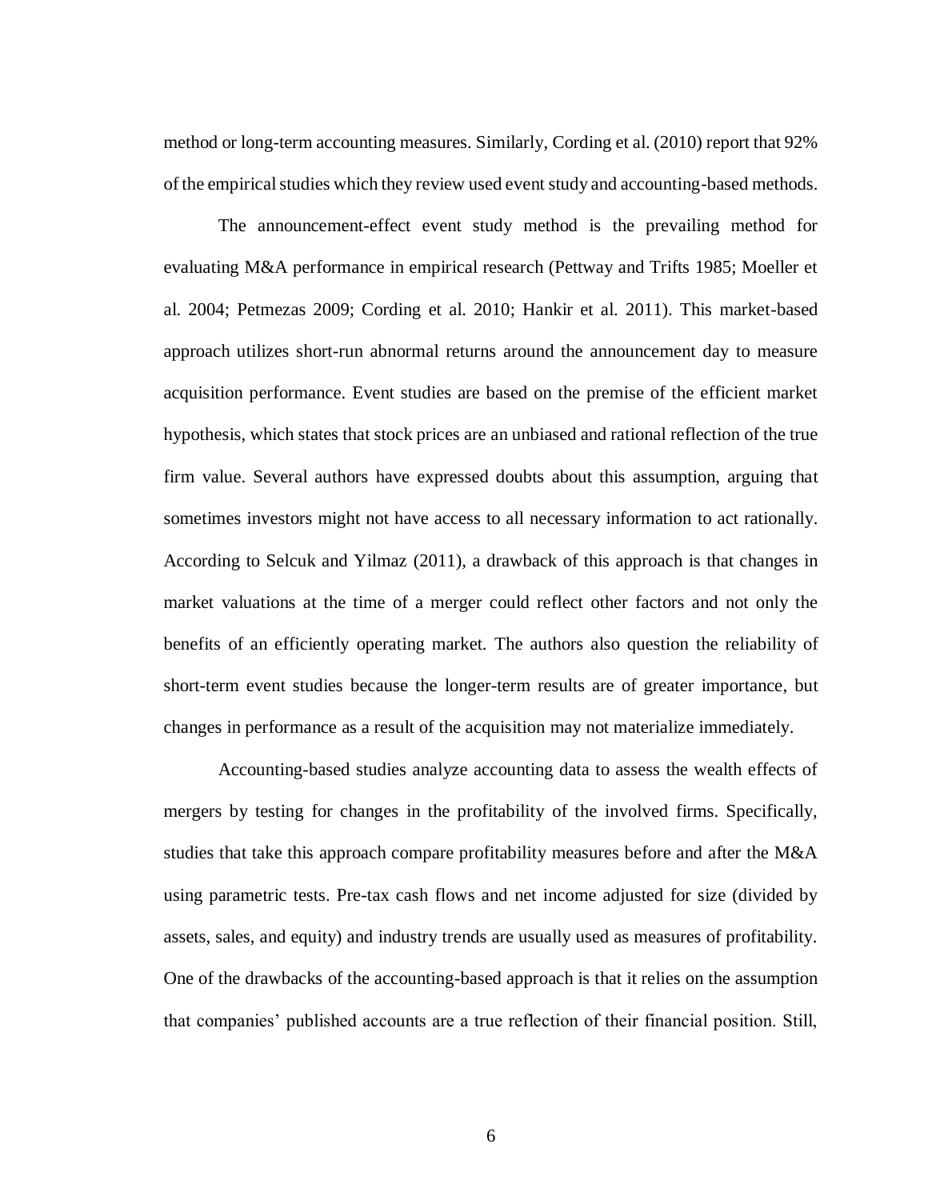method or long-term accounting measures. Similarly, Cording et al. (2010) report that 92% of the empirical studies which they review used event study and accounting-based methods.

The announcement-effect event study method is the prevailing method for evaluating M&A performance in empirical research (Pettway and Trifts 1985; Moeller et al. 2004; Petmezas 2009; Cording et al. 2010; Hankir et al. 2011). This market-based approach utilizes short-run abnormal returns around the announcement day to measure acquisition performance. Event studies are based on the premise of the efficient market hypothesis, which states that stock prices are an unbiased and rational reflection of the true firm value. Several authors have expressed doubts about this assumption, arguing that sometimes investors might not have access to all necessary information to act rationally. According to Selcuk and Yilmaz (2011), a drawback of this approach is that changes in market valuations at the time of a merger could reflect other factors and not only the benefits of an efficiently operating market. The authors also question the reliability of short-term event studies because the longer-term results are of greater importance, but changes in performance as a result of the acquisition may not materialize immediately.

Accounting-based studies analyze accounting data to assess the wealth effects of mergers by testing for changes in the profitability of the involved firms. Specifically, studies that take this approach compare profitability measures before and after the M&A using parametric tests. Pre-tax cash flows and net income adjusted for size (divided by assets, sales, and equity) and industry trends are usually used as measures of profitability. One of the drawbacks of the accounting-based approach is that it relies on the assumption that companies' published accounts are a true reflection of their financial position. Still,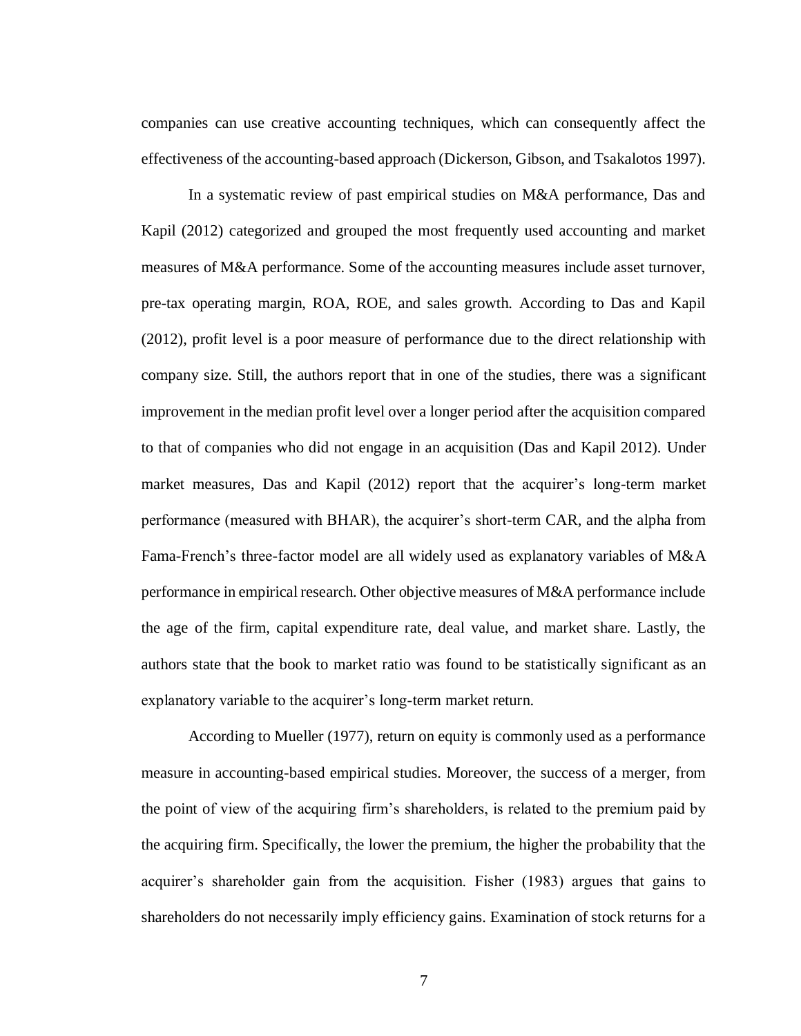companies can use creative accounting techniques, which can consequently affect the effectiveness of the accounting-based approach (Dickerson, Gibson, and Tsakalotos 1997).

In a systematic review of past empirical studies on M&A performance, Das and Kapil (2012) categorized and grouped the most frequently used accounting and market measures of M&A performance. Some of the accounting measures include asset turnover, pre-tax operating margin, ROA, ROE, and sales growth. According to Das and Kapil (2012), profit level is a poor measure of performance due to the direct relationship with company size. Still, the authors report that in one of the studies, there was a significant improvement in the median profit level over a longer period after the acquisition compared to that of companies who did not engage in an acquisition (Das and Kapil 2012). Under market measures, Das and Kapil (2012) report that the acquirer's long-term market performance (measured with BHAR), the acquirer's short-term CAR, and the alpha from Fama-French's three-factor model are all widely used as explanatory variables of M&A performance in empirical research. Other objective measures of M&A performance include the age of the firm, capital expenditure rate, deal value, and market share. Lastly, the authors state that the book to market ratio was found to be statistically significant as an explanatory variable to the acquirer's long-term market return.

According to Mueller (1977), return on equity is commonly used as a performance measure in accounting-based empirical studies. Moreover, the success of a merger, from the point of view of the acquiring firm's shareholders, is related to the premium paid by the acquiring firm. Specifically, the lower the premium, the higher the probability that the acquirer's shareholder gain from the acquisition. Fisher (1983) argues that gains to shareholders do not necessarily imply efficiency gains. Examination of stock returns for a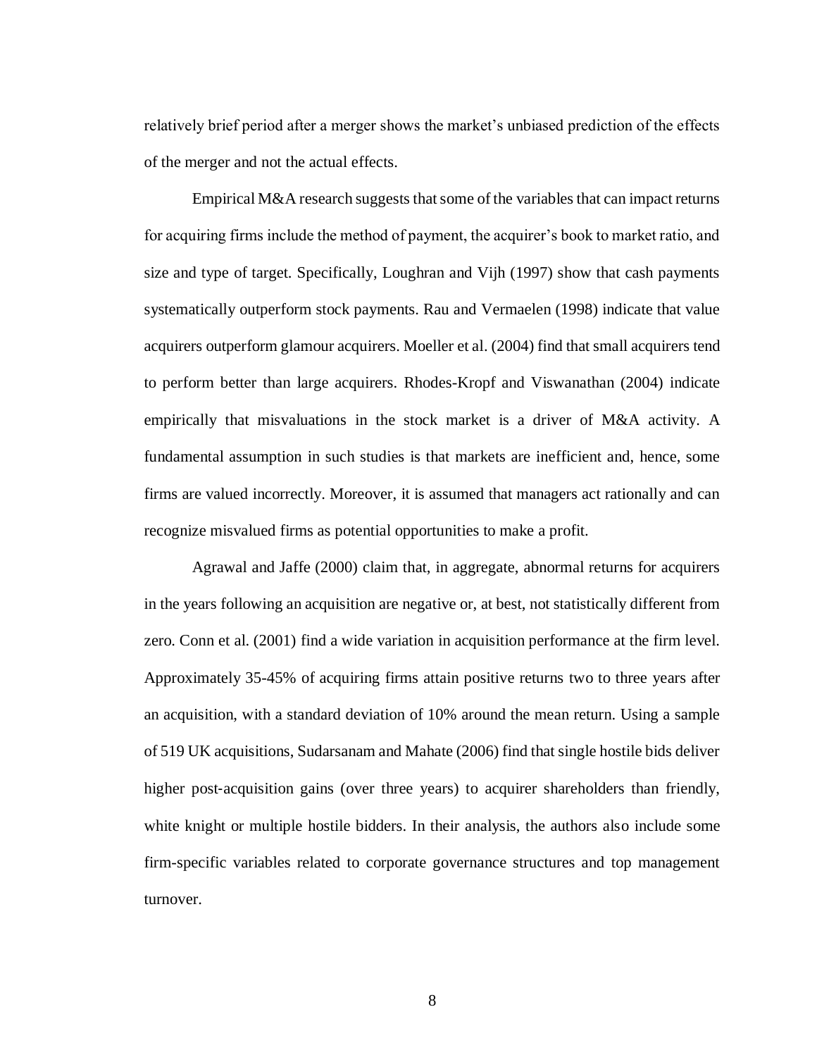relatively brief period after a merger shows the market's unbiased prediction of the effects of the merger and not the actual effects.

Empirical M&A research suggests that some of the variables that can impact returns for acquiring firms include the method of payment, the acquirer's book to market ratio, and size and type of target. Specifically, Loughran and Vijh (1997) show that cash payments systematically outperform stock payments. Rau and Vermaelen (1998) indicate that value acquirers outperform glamour acquirers. Moeller et al. (2004) find that small acquirers tend to perform better than large acquirers. Rhodes-Kropf and Viswanathan (2004) indicate empirically that misvaluations in the stock market is a driver of M&A activity. A fundamental assumption in such studies is that markets are inefficient and, hence, some firms are valued incorrectly. Moreover, it is assumed that managers act rationally and can recognize misvalued firms as potential opportunities to make a profit.

Agrawal and Jaffe (2000) claim that, in aggregate, abnormal returns for acquirers in the years following an acquisition are negative or, at best, not statistically different from zero. Conn et al. (2001) find a wide variation in acquisition performance at the firm level. Approximately 35-45% of acquiring firms attain positive returns two to three years after an acquisition, with a standard deviation of 10% around the mean return. Using a sample of 519 UK acquisitions, Sudarsanam and Mahate (2006) find that single hostile bids deliver higher post-acquisition gains (over three years) to acquirer shareholders than friendly, white knight or multiple hostile bidders. In their analysis, the authors also include some firm-specific variables related to corporate governance structures and top management turnover.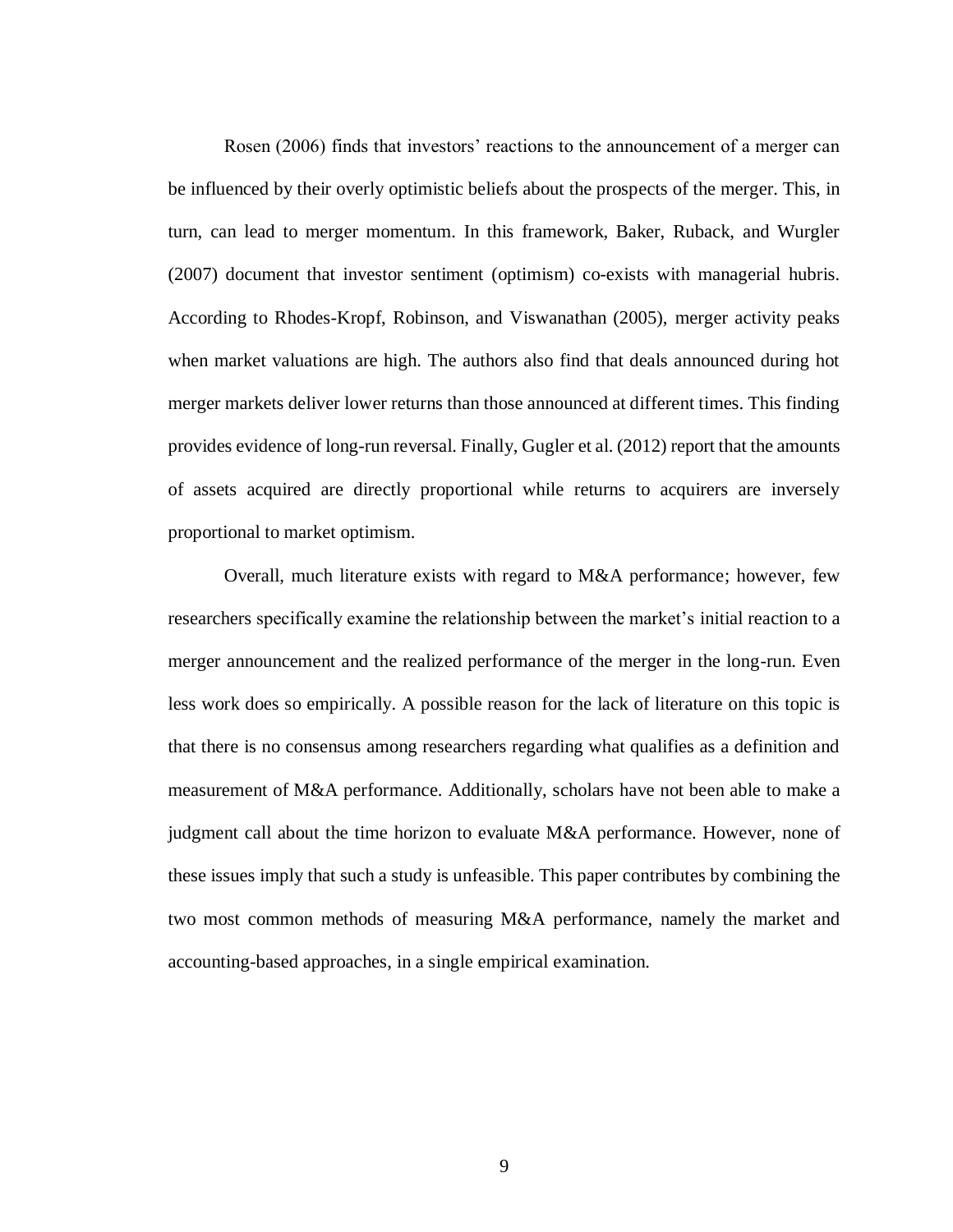Rosen (2006) finds that investors' reactions to the announcement of a merger can be influenced by their overly optimistic beliefs about the prospects of the merger. This, in turn, can lead to merger momentum. In this framework, Baker, Ruback, and Wurgler (2007) document that investor sentiment (optimism) co-exists with managerial hubris. According to Rhodes-Kropf, Robinson, and Viswanathan (2005), merger activity peaks when market valuations are high. The authors also find that deals announced during hot merger markets deliver lower returns than those announced at different times. This finding provides evidence of long-run reversal. Finally, Gugler et al. (2012) report that the amounts of assets acquired are directly proportional while returns to acquirers are inversely proportional to market optimism.

Overall, much literature exists with regard to M&A performance; however, few researchers specifically examine the relationship between the market's initial reaction to a merger announcement and the realized performance of the merger in the long-run. Even less work does so empirically. A possible reason for the lack of literature on this topic is that there is no consensus among researchers regarding what qualifies as a definition and measurement of M&A performance. Additionally, scholars have not been able to make a judgment call about the time horizon to evaluate M&A performance. However, none of these issues imply that such a study is unfeasible. This paper contributes by combining the two most common methods of measuring M&A performance, namely the market and accounting-based approaches, in a single empirical examination.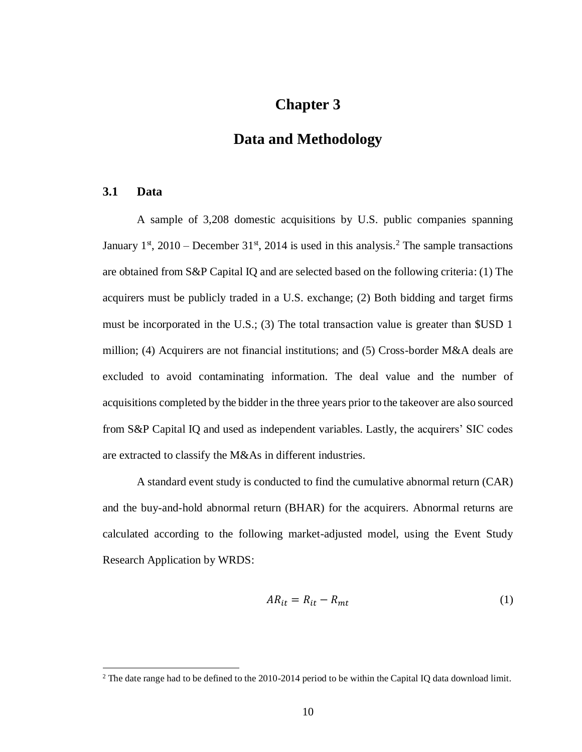# Chapter 3

# Data and Methodology

## 3.1 Data

A sample of 3,208 domestic acquisitions by U.S. public companies spanning January 1st, 2010 – December 31st, 2014 is used in this analysis.[2] The sample transactions are obtained from S&P Capital IQ and are selected based on the following criteria: (1) The acquirers must be publicly traded in a U.S. exchange; (2) Both bidding and target firms must be incorporated in the U.S.; (3) The total transaction value is greater than $USD 1 million; (4) Acquirers are not financial institutions; and (5) Cross-border M&A deals are excluded to avoid contaminating information. The deal value and the number of acquisitions completed by the bidder in the three years prior to the takeover are also sourced from S&P Capital IQ and used as independent variables. Lastly, the acquirers' SIC codes are extracted to classify the M&As in different industries.

A standard event study is conducted to find the cumulative abnormal return (CAR) and the buy-and-hold abnormal return (BHAR) for the acquirers. Abnormal returns are calculated according to the following market-adjusted model, using the Event Study Research Application by WRDS:

$$AR_{it} = R_{it} - R_{mt} \tag{1}$$

[2] The date range had to be defined to the 2010-2014 period to be within the Capital IQ data download limit.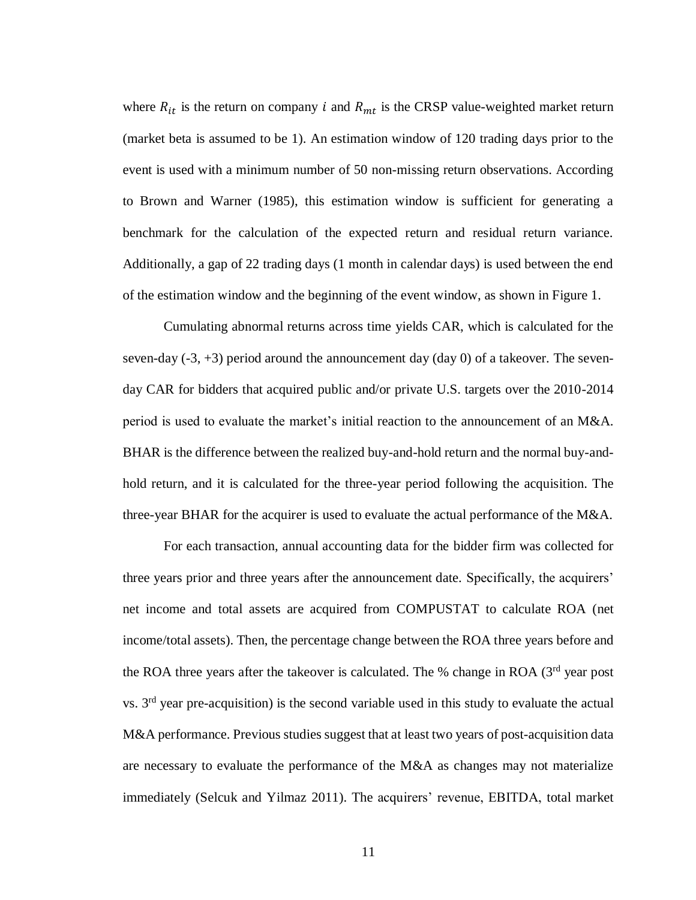where $R_{it}$ is the return on company $i$ and $R_{mt}$ is the CRSP value-weighted market return (market beta is assumed to be 1). An estimation window of 120 trading days prior to the event is used with a minimum number of 50 non-missing return observations. According to Brown and Warner (1985), this estimation window is sufficient for generating a benchmark for the calculation of the expected return and residual return variance. Additionally, a gap of 22 trading days (1 month in calendar days) is used between the end of the estimation window and the beginning of the event window, as shown in Figure 1.

Cumulating abnormal returns across time yields CAR, which is calculated for the seven-day (-3, +3) period around the announcement day (day 0) of a takeover. The seven-day CAR for bidders that acquired public and/or private U.S. targets over the 2010-2014 period is used to evaluate the market's initial reaction to the announcement of an M&A. BHAR is the difference between the realized buy-and-hold return and the normal buy-and-hold return, and it is calculated for the three-year period following the acquisition. The three-year BHAR for the acquirer is used to evaluate the actual performance of the M&A.

For each transaction, annual accounting data for the bidder firm was collected for three years prior and three years after the announcement date. Specifically, the acquirers' net income and total assets are acquired from COMPUSTAT to calculate ROA (net income/total assets). Then, the percentage change between the ROA three years before and the ROA three years after the takeover is calculated. The % change in ROA (3rd year post vs. 3rd year pre-acquisition) is the second variable used in this study to evaluate the actual M&A performance. Previous studies suggest that at least two years of post-acquisition data are necessary to evaluate the performance of the M&A as changes may not materialize immediately (Selcuk and Yilmaz 2011). The acquirers' revenue, EBITDA, total market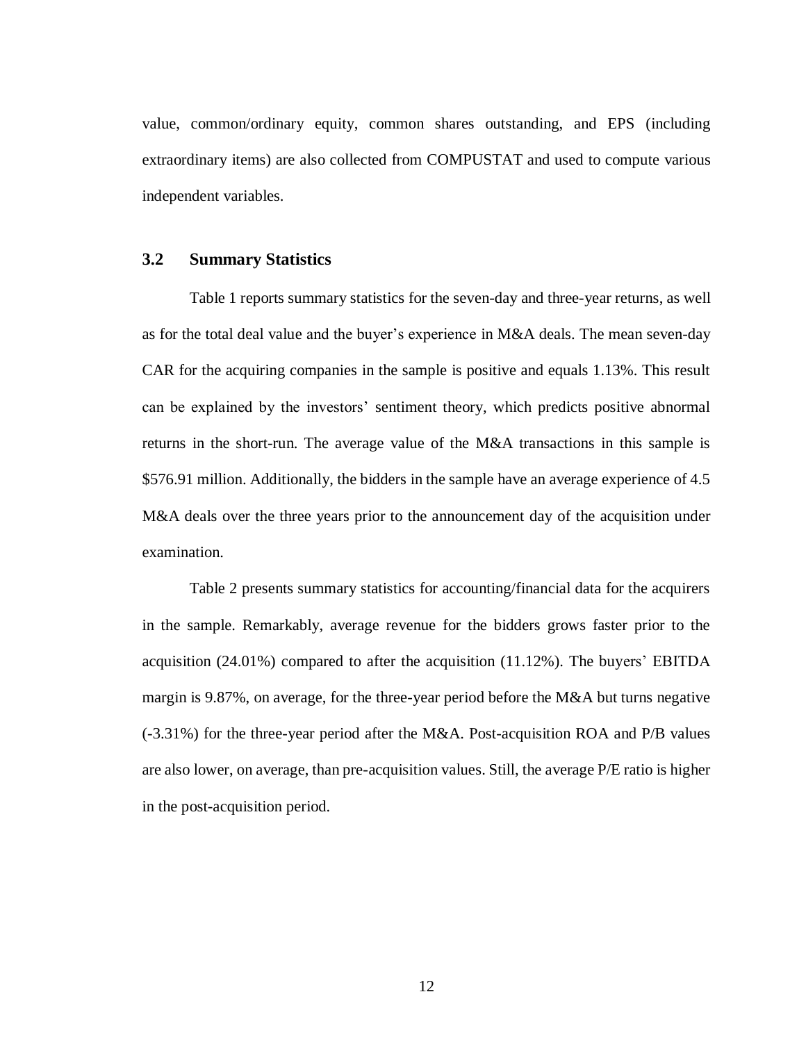value, common/ordinary equity, common shares outstanding, and EPS (including extraordinary items) are also collected from COMPUSTAT and used to compute various independent variables.

### 3.2 Summary Statistics

Table 1 reports summary statistics for the seven-day and three-year returns, as well as for the total deal value and the buyer's experience in M&A deals. The mean seven-day CAR for the acquiring companies in the sample is positive and equals 1.13%. This result can be explained by the investors' sentiment theory, which predicts positive abnormal returns in the short-run. The average value of the M&A transactions in this sample is $576.91 million. Additionally, the bidders in the sample have an average experience of 4.5 M&A deals over the three years prior to the announcement day of the acquisition under examination.

Table 2 presents summary statistics for accounting/financial data for the acquirers in the sample. Remarkably, average revenue for the bidders grows faster prior to the acquisition (24.01%) compared to after the acquisition (11.12%). The buyers' EBITDA margin is 9.87%, on average, for the three-year period before the M&A but turns negative (-3.31%) for the three-year period after the M&A. Post-acquisition ROA and P/B values are also lower, on average, than pre-acquisition values. Still, the average P/E ratio is higher in the post-acquisition period.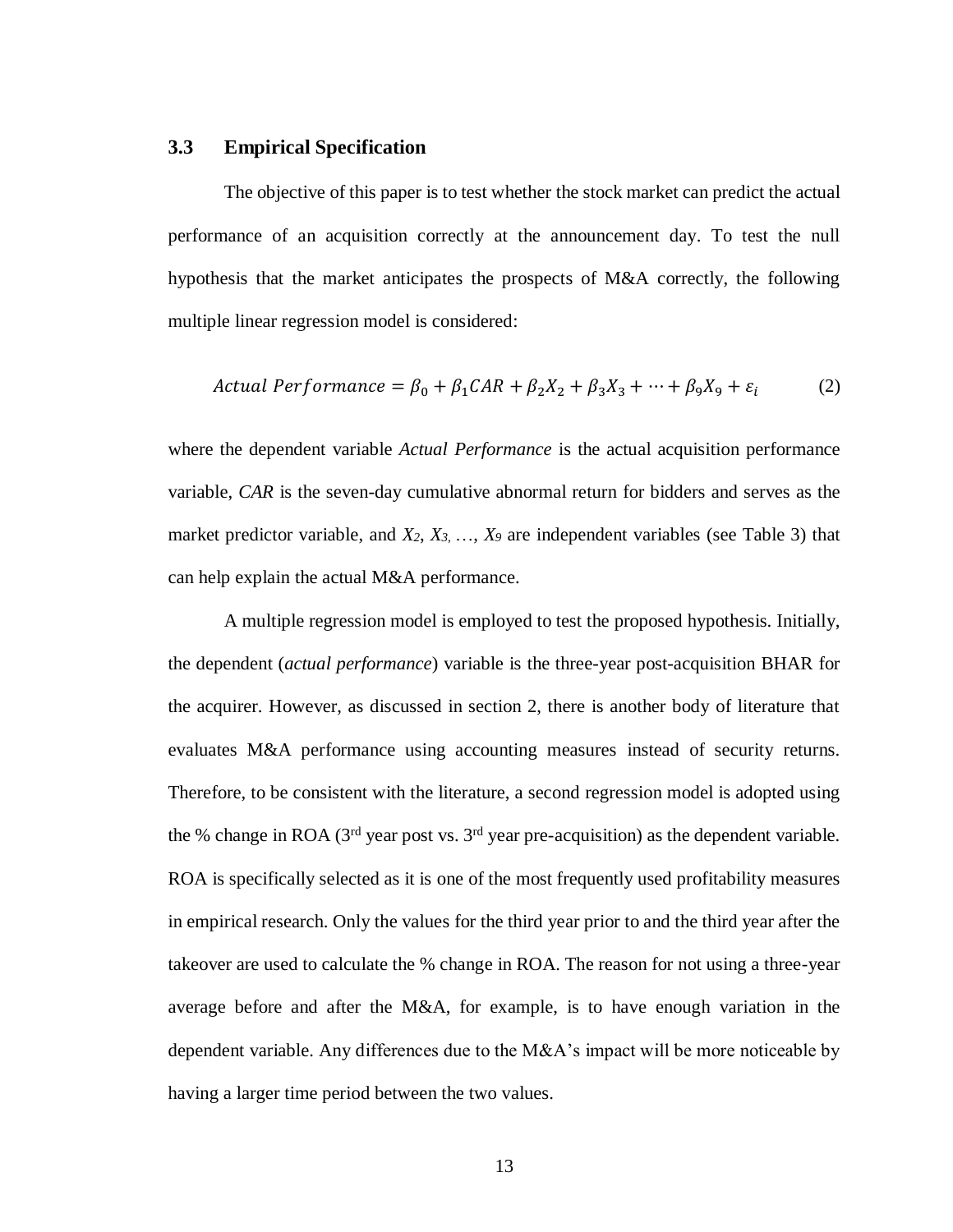### 3.3 Empirical Specification

The objective of this paper is to test whether the stock market can predict the actual performance of an acquisition correctly at the announcement day. To test the null hypothesis that the market anticipates the prospects of M&A correctly, the following multiple linear regression model is considered:

$$Actual\ Performance = \beta_0 + \beta_1 CAR + \beta_2 X_2 + \beta_3 X_3 + \cdots + \beta_9 X_9 + \varepsilon_i \qquad (2)$$

where the dependent variable *Actual Performance* is the actual acquisition performance variable, *CAR* is the seven-day cumulative abnormal return for bidders and serves as the market predictor variable, and $X_2$, $X_3$, …, $X_9$ are independent variables (see Table 3) that can help explain the actual M&A performance.

A multiple regression model is employed to test the proposed hypothesis. Initially, the dependent (*actual performance*) variable is the three-year post-acquisition BHAR for the acquirer. However, as discussed in section 2, there is another body of literature that evaluates M&A performance using accounting measures instead of security returns. Therefore, to be consistent with the literature, a second regression model is adopted using the % change in ROA (3rd year post vs. 3rd year pre-acquisition) as the dependent variable. ROA is specifically selected as it is one of the most frequently used profitability measures in empirical research. Only the values for the third year prior to and the third year after the takeover are used to calculate the % change in ROA. The reason for not using a three-year average before and after the M&A, for example, is to have enough variation in the dependent variable. Any differences due to the M&A's impact will be more noticeable by having a larger time period between the two values.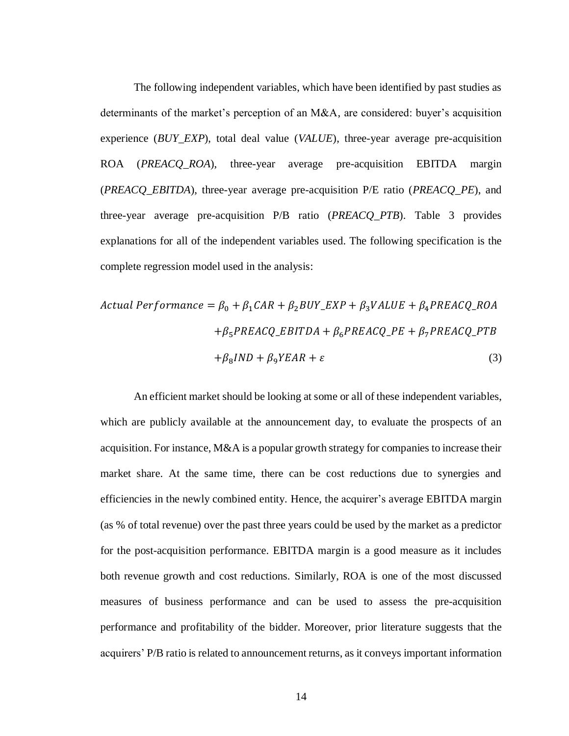The following independent variables, which have been identified by past studies as determinants of the market's perception of an M&A, are considered: buyer's acquisition experience (*BUY_EXP*), total deal value (*VALUE*), three-year average pre-acquisition ROA (*PREACQ_ROA*), three-year average pre-acquisition EBITDA margin (*PREACQ_EBITDA*), three-year average pre-acquisition P/E ratio (*PREACQ_PE*), and three-year average pre-acquisition P/B ratio (*PREACQ_PTB*). Table 3 provides explanations for all of the independent variables used. The following specification is the complete regression model used in the analysis:

$$
\begin{aligned}
Actual\ Performance = {} & \beta_0 + \beta_1 CAR + \beta_2 BUY\_EXP + \beta_3 VALUE + \beta_4 PREACQ\_ROA \\
& + \beta_5 PREACQ\_EBITDA + \beta_6 PREACQ\_PE + \beta_7 PREACQ\_PTB \\
& + \beta_8 IND + \beta_9 YEAR + \varepsilon
\end{aligned}
\tag{3}
$$

An efficient market should be looking at some or all of these independent variables, which are publicly available at the announcement day, to evaluate the prospects of an acquisition. For instance, M&A is a popular growth strategy for companies to increase their market share. At the same time, there can be cost reductions due to synergies and efficiencies in the newly combined entity. Hence, the acquirer's average EBITDA margin (as % of total revenue) over the past three years could be used by the market as a predictor for the post-acquisition performance. EBITDA margin is a good measure as it includes both revenue growth and cost reductions. Similarly, ROA is one of the most discussed measures of business performance and can be used to assess the pre-acquisition performance and profitability of the bidder. Moreover, prior literature suggests that the acquirers' P/B ratio is related to announcement returns, as it conveys important information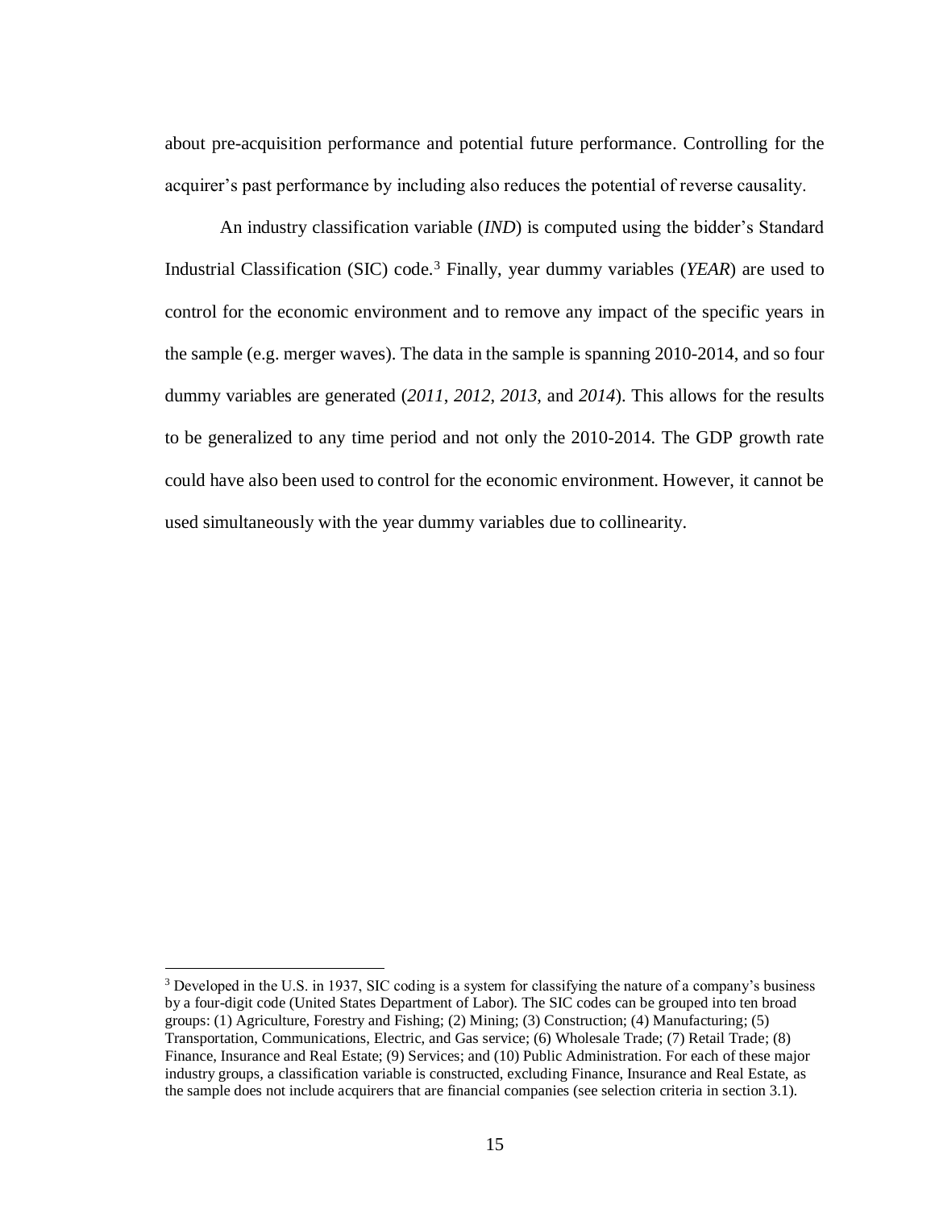about pre-acquisition performance and potential future performance. Controlling for the acquirer's past performance by including also reduces the potential of reverse causality.

An industry classification variable (*IND*) is computed using the bidder's Standard Industrial Classification (SIC) code.[3] Finally, year dummy variables (*YEAR*) are used to control for the economic environment and to remove any impact of the specific years in the sample (e.g. merger waves). The data in the sample is spanning 2010-2014, and so four dummy variables are generated (*2011*, *2012*, *2013*, and *2014*). This allows for the results to be generalized to any time period and not only the 2010-2014. The GDP growth rate could have also been used to control for the economic environment. However, it cannot be used simultaneously with the year dummy variables due to collinearity.

---

[3] Developed in the U.S. in 1937, SIC coding is a system for classifying the nature of a company's business by a four-digit code (United States Department of Labor). The SIC codes can be grouped into ten broad groups: (1) Agriculture, Forestry and Fishing; (2) Mining; (3) Construction; (4) Manufacturing; (5) Transportation, Communications, Electric, and Gas service; (6) Wholesale Trade; (7) Retail Trade; (8) Finance, Insurance and Real Estate; (9) Services; and (10) Public Administration. For each of these major industry groups, a classification variable is constructed, excluding Finance, Insurance and Real Estate, as the sample does not include acquirers that are financial companies (see selection criteria in section 3.1).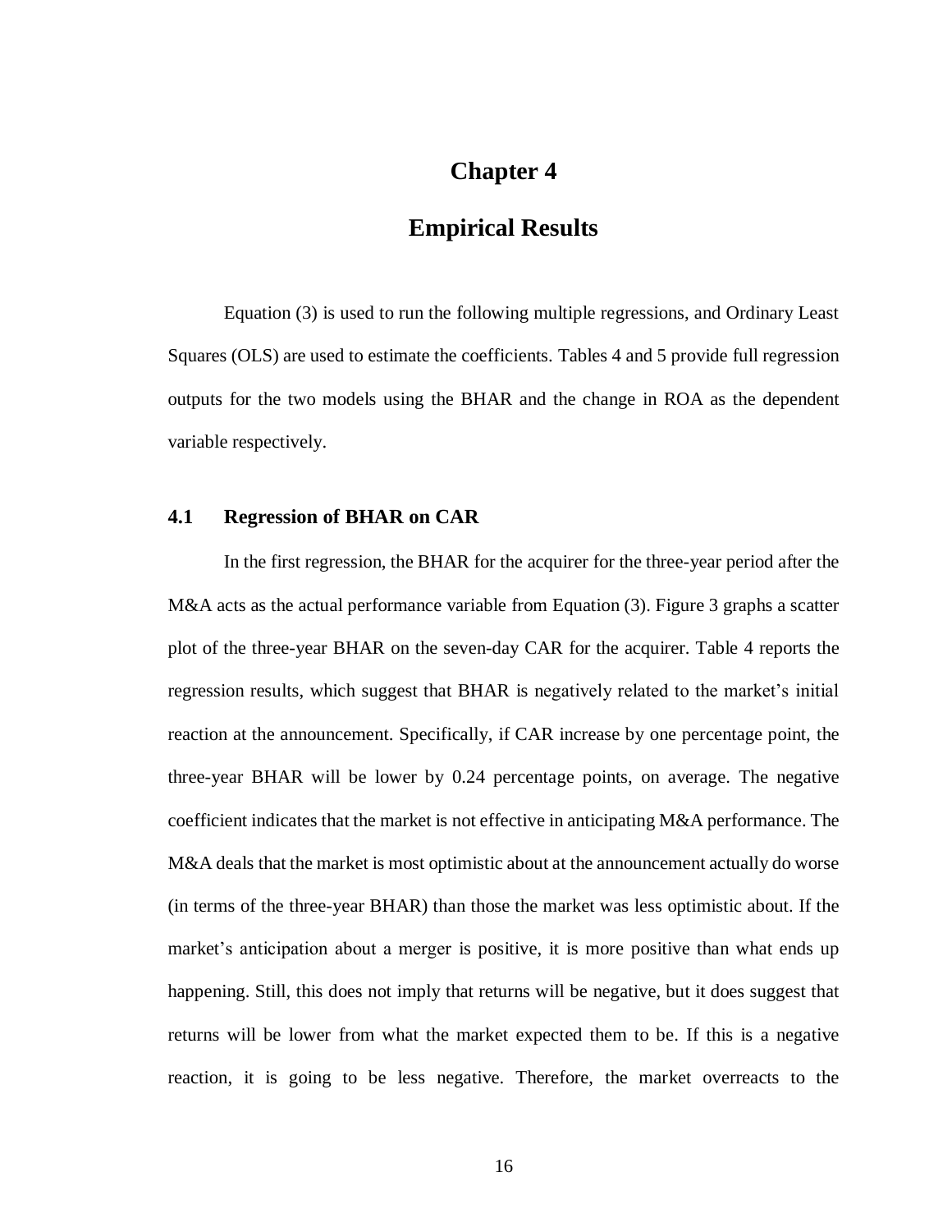# Chapter 4

# Empirical Results

Equation (3) is used to run the following multiple regressions, and Ordinary Least Squares (OLS) are used to estimate the coefficients. Tables 4 and 5 provide full regression outputs for the two models using the BHAR and the change in ROA as the dependent variable respectively.

## 4.1 Regression of BHAR on CAR

In the first regression, the BHAR for the acquirer for the three-year period after the M&A acts as the actual performance variable from Equation (3). Figure 3 graphs a scatter plot of the three-year BHAR on the seven-day CAR for the acquirer. Table 4 reports the regression results, which suggest that BHAR is negatively related to the market's initial reaction at the announcement. Specifically, if CAR increase by one percentage point, the three-year BHAR will be lower by 0.24 percentage points, on average. The negative coefficient indicates that the market is not effective in anticipating M&A performance. The M&A deals that the market is most optimistic about at the announcement actually do worse (in terms of the three-year BHAR) than those the market was less optimistic about. If the market's anticipation about a merger is positive, it is more positive than what ends up happening. Still, this does not imply that returns will be negative, but it does suggest that returns will be lower from what the market expected them to be. If this is a negative reaction, it is going to be less negative. Therefore, the market overreacts to the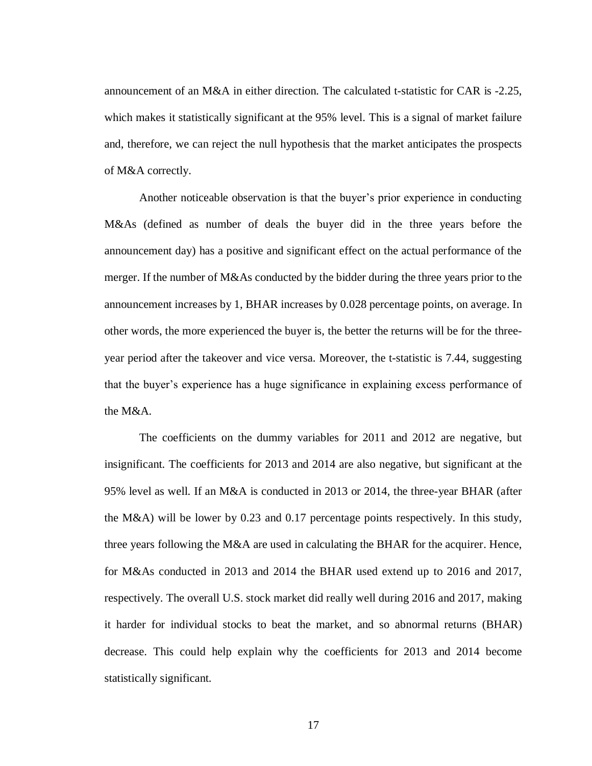announcement of an M&A in either direction. The calculated t-statistic for CAR is -2.25, which makes it statistically significant at the 95% level. This is a signal of market failure and, therefore, we can reject the null hypothesis that the market anticipates the prospects of M&A correctly.

Another noticeable observation is that the buyer's prior experience in conducting M&As (defined as number of deals the buyer did in the three years before the announcement day) has a positive and significant effect on the actual performance of the merger. If the number of M&As conducted by the bidder during the three years prior to the announcement increases by 1, BHAR increases by 0.028 percentage points, on average. In other words, the more experienced the buyer is, the better the returns will be for the three-year period after the takeover and vice versa. Moreover, the t-statistic is 7.44, suggesting that the buyer's experience has a huge significance in explaining excess performance of the M&A.

The coefficients on the dummy variables for 2011 and 2012 are negative, but insignificant. The coefficients for 2013 and 2014 are also negative, but significant at the 95% level as well. If an M&A is conducted in 2013 or 2014, the three-year BHAR (after the M&A) will be lower by 0.23 and 0.17 percentage points respectively. In this study, three years following the M&A are used in calculating the BHAR for the acquirer. Hence, for M&As conducted in 2013 and 2014 the BHAR used extend up to 2016 and 2017, respectively. The overall U.S. stock market did really well during 2016 and 2017, making it harder for individual stocks to beat the market, and so abnormal returns (BHAR) decrease. This could help explain why the coefficients for 2013 and 2014 become statistically significant.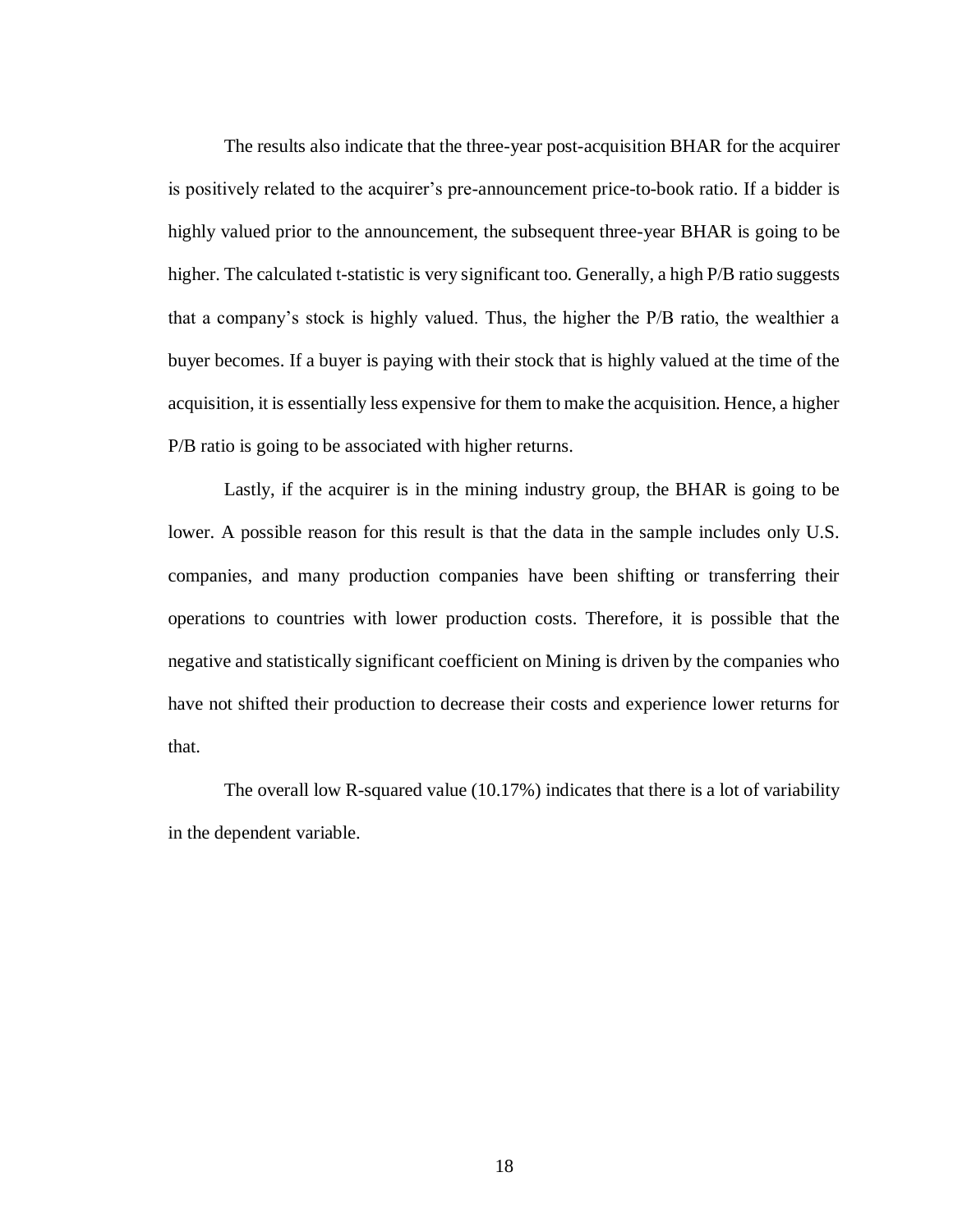The results also indicate that the three-year post-acquisition BHAR for the acquirer is positively related to the acquirer's pre-announcement price-to-book ratio. If a bidder is highly valued prior to the announcement, the subsequent three-year BHAR is going to be higher. The calculated t-statistic is very significant too. Generally, a high P/B ratio suggests that a company's stock is highly valued. Thus, the higher the P/B ratio, the wealthier a buyer becomes. If a buyer is paying with their stock that is highly valued at the time of the acquisition, it is essentially less expensive for them to make the acquisition. Hence, a higher P/B ratio is going to be associated with higher returns.

Lastly, if the acquirer is in the mining industry group, the BHAR is going to be lower. A possible reason for this result is that the data in the sample includes only U.S. companies, and many production companies have been shifting or transferring their operations to countries with lower production costs. Therefore, it is possible that the negative and statistically significant coefficient on Mining is driven by the companies who have not shifted their production to decrease their costs and experience lower returns for that.

The overall low R-squared value (10.17%) indicates that there is a lot of variability in the dependent variable.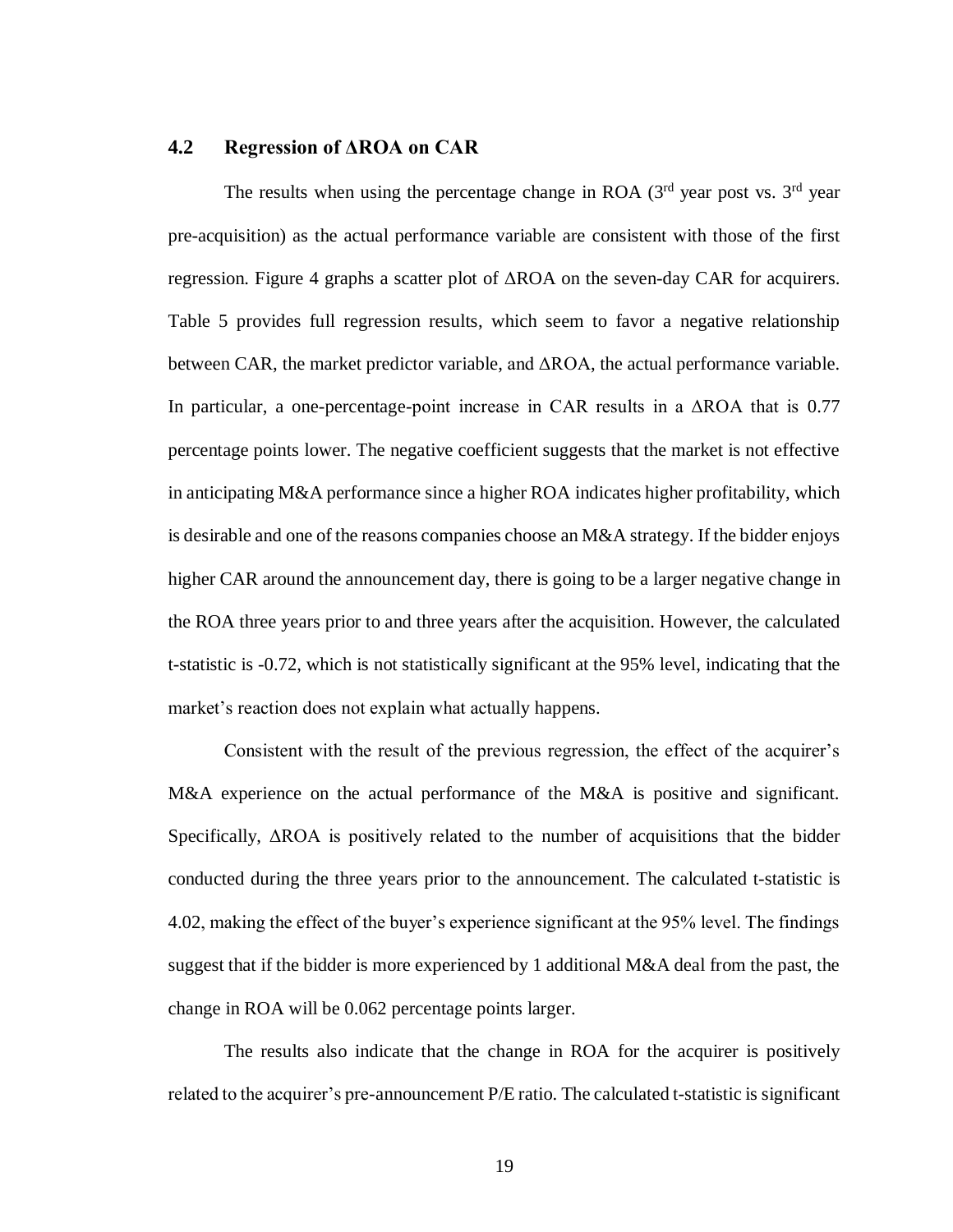### 4.2 Regression of ΔROA on CAR

The results when using the percentage change in ROA (3rd year post vs. 3rd year pre-acquisition) as the actual performance variable are consistent with those of the first regression. Figure 4 graphs a scatter plot of ΔROA on the seven-day CAR for acquirers. Table 5 provides full regression results, which seem to favor a negative relationship between CAR, the market predictor variable, and ΔROA, the actual performance variable. In particular, a one-percentage-point increase in CAR results in a ΔROA that is 0.77 percentage points lower. The negative coefficient suggests that the market is not effective in anticipating M&A performance since a higher ROA indicates higher profitability, which is desirable and one of the reasons companies choose an M&A strategy. If the bidder enjoys higher CAR around the announcement day, there is going to be a larger negative change in the ROA three years prior to and three years after the acquisition. However, the calculated t-statistic is -0.72, which is not statistically significant at the 95% level, indicating that the market's reaction does not explain what actually happens.

Consistent with the result of the previous regression, the effect of the acquirer's M&A experience on the actual performance of the M&A is positive and significant. Specifically, ΔROA is positively related to the number of acquisitions that the bidder conducted during the three years prior to the announcement. The calculated t-statistic is 4.02, making the effect of the buyer's experience significant at the 95% level. The findings suggest that if the bidder is more experienced by 1 additional M&A deal from the past, the change in ROA will be 0.062 percentage points larger.

The results also indicate that the change in ROA for the acquirer is positively related to the acquirer's pre-announcement P/E ratio. The calculated t-statistic is significant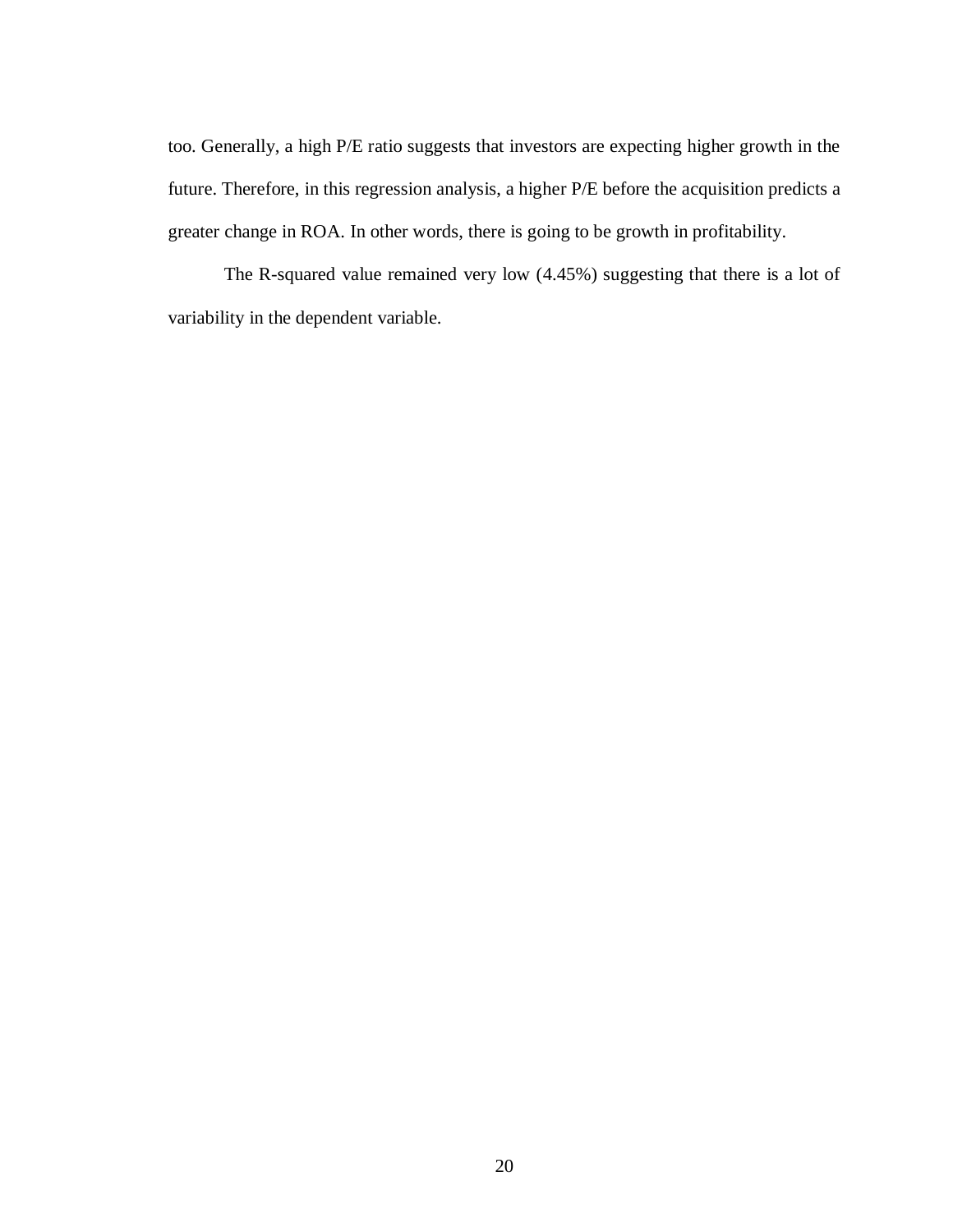too. Generally, a high P/E ratio suggests that investors are expecting higher growth in the future. Therefore, in this regression analysis, a higher P/E before the acquisition predicts a greater change in ROA. In other words, there is going to be growth in profitability.

The R-squared value remained very low (4.45%) suggesting that there is a lot of variability in the dependent variable.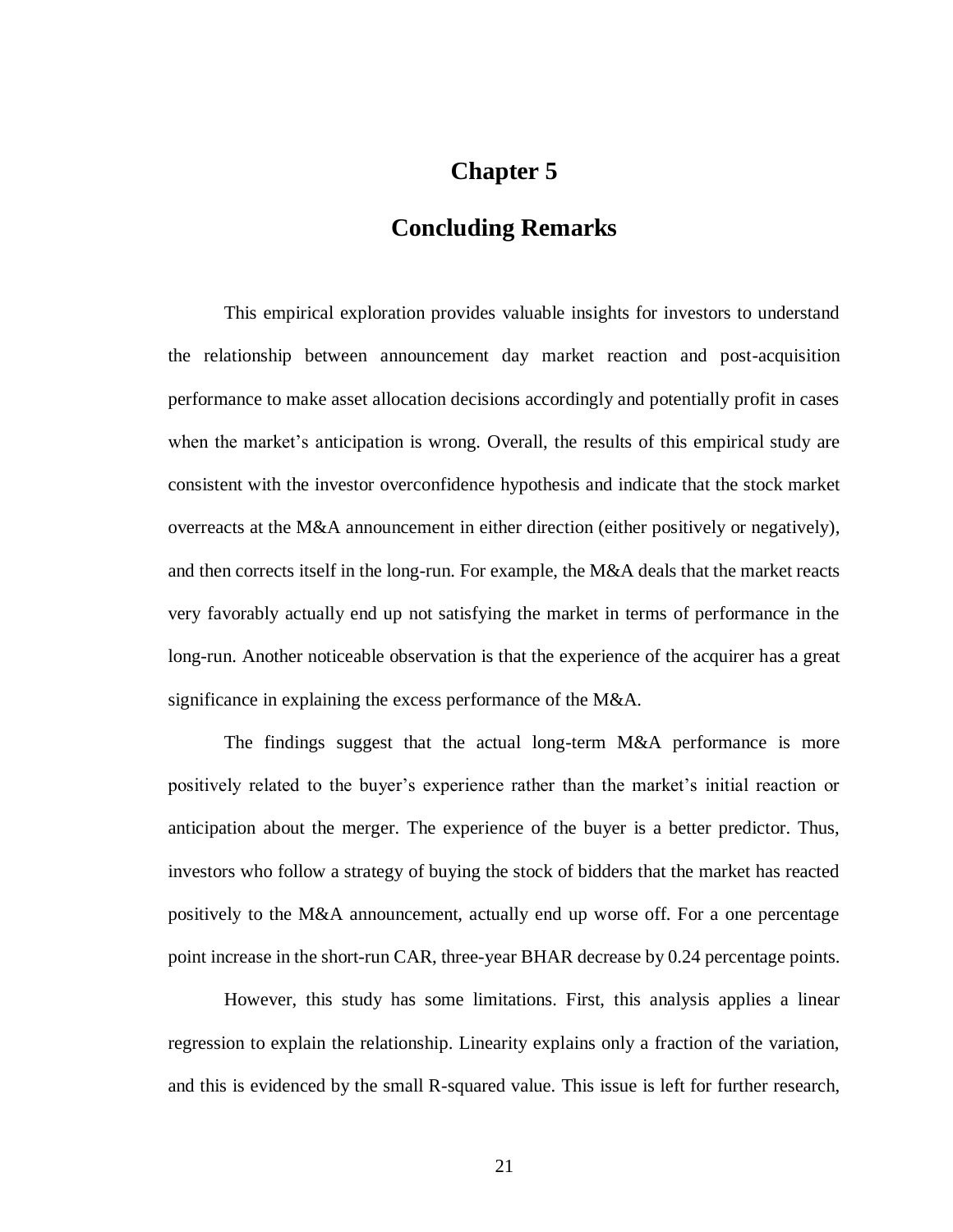# Chapter 5

# Concluding Remarks

This empirical exploration provides valuable insights for investors to understand the relationship between announcement day market reaction and post-acquisition performance to make asset allocation decisions accordingly and potentially profit in cases when the market's anticipation is wrong. Overall, the results of this empirical study are consistent with the investor overconfidence hypothesis and indicate that the stock market overreacts at the M&A announcement in either direction (either positively or negatively), and then corrects itself in the long-run. For example, the M&A deals that the market reacts very favorably actually end up not satisfying the market in terms of performance in the long-run. Another noticeable observation is that the experience of the acquirer has a great significance in explaining the excess performance of the M&A.

The findings suggest that the actual long-term M&A performance is more positively related to the buyer's experience rather than the market's initial reaction or anticipation about the merger. The experience of the buyer is a better predictor. Thus, investors who follow a strategy of buying the stock of bidders that the market has reacted positively to the M&A announcement, actually end up worse off. For a one percentage point increase in the short-run CAR, three-year BHAR decrease by 0.24 percentage points.

However, this study has some limitations. First, this analysis applies a linear regression to explain the relationship. Linearity explains only a fraction of the variation, and this is evidenced by the small R-squared value. This issue is left for further research,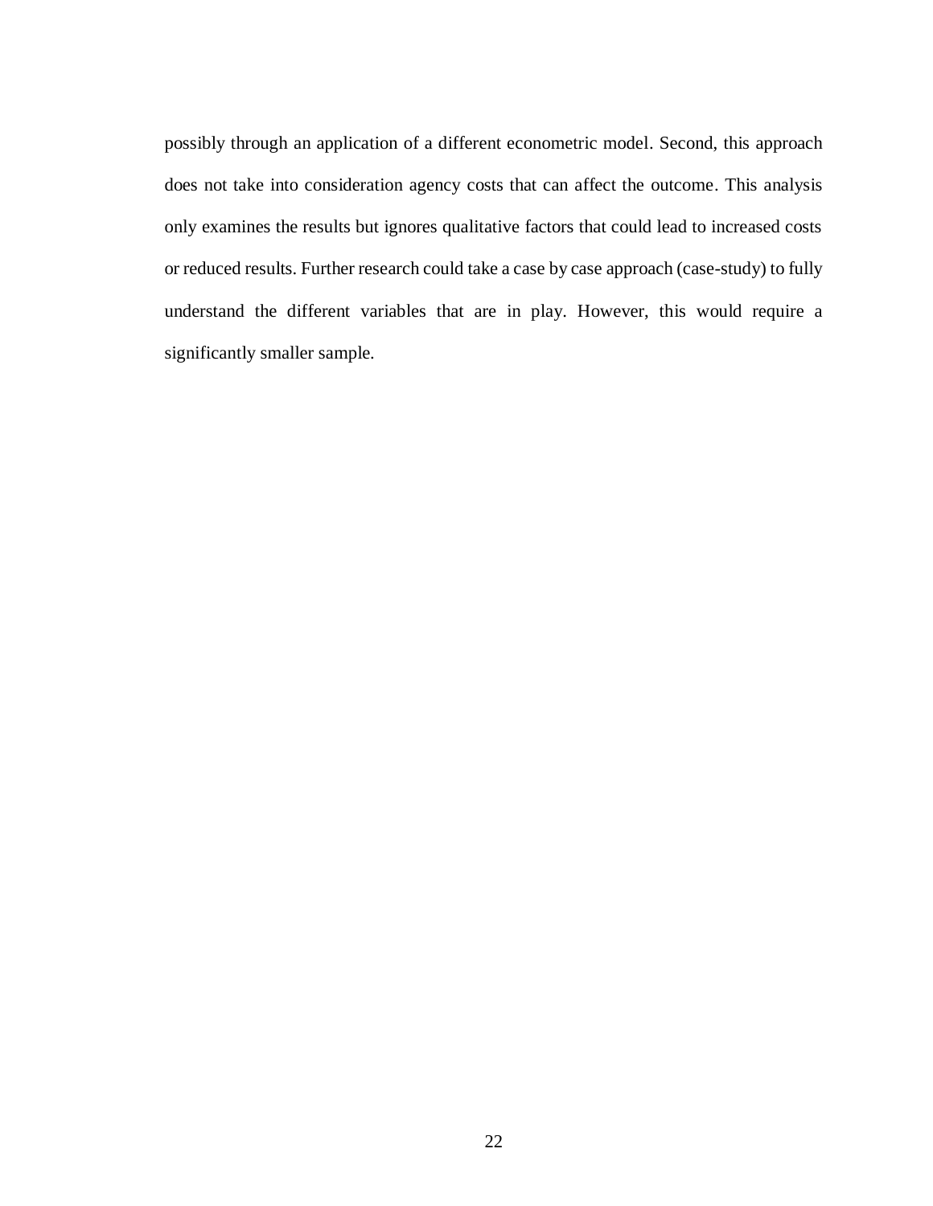possibly through an application of a different econometric model. Second, this approach does not take into consideration agency costs that can affect the outcome. This analysis only examines the results but ignores qualitative factors that could lead to increased costs or reduced results. Further research could take a case by case approach (case-study) to fully understand the different variables that are in play. However, this would require a significantly smaller sample.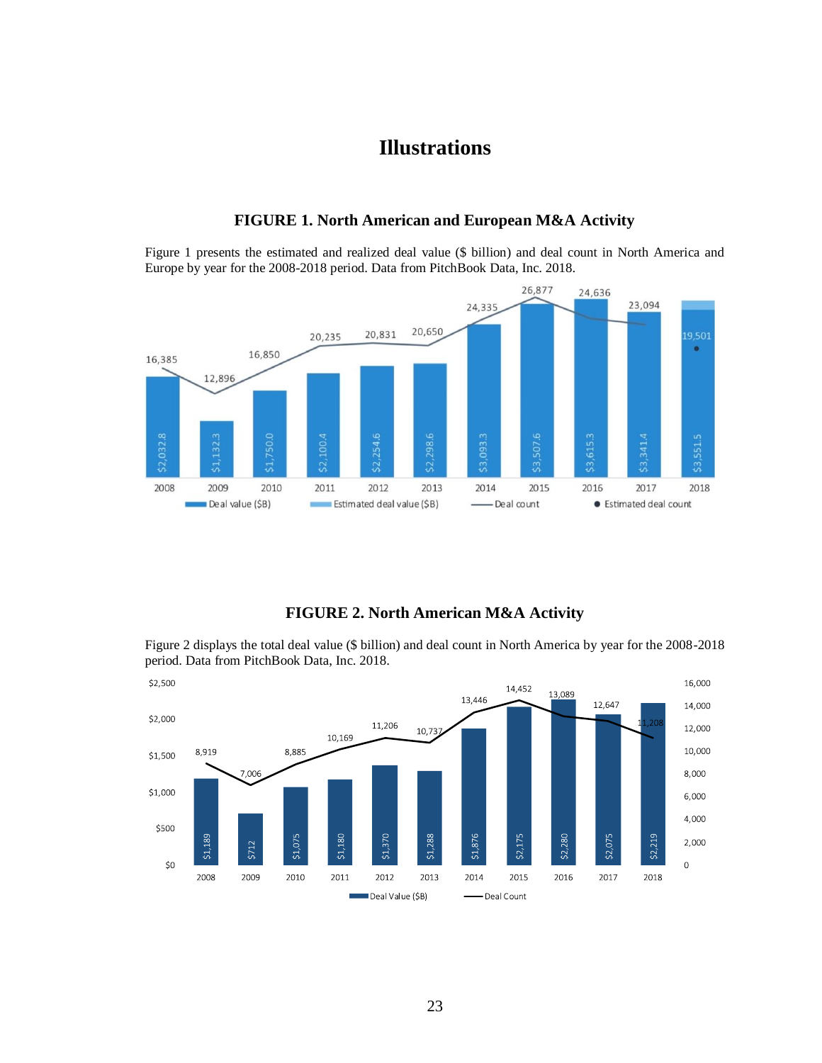# Illustrations

### FIGURE 1. North American and European M&A Activity

Figure 1 presents the estimated and realized deal value ($ billion) and deal count in North America and Europe by year for the 2008-2018 period. Data from PitchBook Data, Inc. 2018.

| Year | Deal value ($B) | Deal count |
|---|---|---|
| 2008 | $2,032.8 | 16,385 |
| 2009 | $1,132.3 | 12,896 |
| 2010 | $1,750.0 | 16,850 |
| 2011 | $2,100.4 | 20,235 |
| 2012 | $2,254.6 | 20,831 |
| 2013 | $2,298.6 | 20,650 |
| 2014 | $3,093.3 | 24,335 |
| 2015 | $3,507.6 | 26,877 |
| 2016 | $3,615.3 | 24,636 |
| 2017 | $3,414.4 | 23,094 |
| 2018 | $3,551.5 | 19,501 |

Deal value ($B) · Estimated deal value ($B) · Deal count · Estimated deal count

### FIGURE 2. North American M&A Activity

Figure 2 displays the total deal value ($ billion) and deal count in North America by year for the 2008-2018 period. Data from PitchBook Data, Inc. 2018.

| Year | Deal Value ($B) | Deal Count |
|---|---|---|
| 2008 | $1,189 | 8,919 |
| 2009 | $712 | 7,006 |
| 2010 | $1,075 | 8,885 |
| 2011 | $1,180 | 10,169 |
| 2012 | $1,370 | 11,206 |
| 2013 | $1,288 | 10,737 |
| 2014 | $1,876 | 13,446 |
| 2015 | $2,175 | 14,452 |
| 2016 | $2,280 | 13,089 |
| 2017 | $2,075 | 12,647 |
| 2018 | $2,219 | 11,208 |

Deal Value ($B) · Deal Count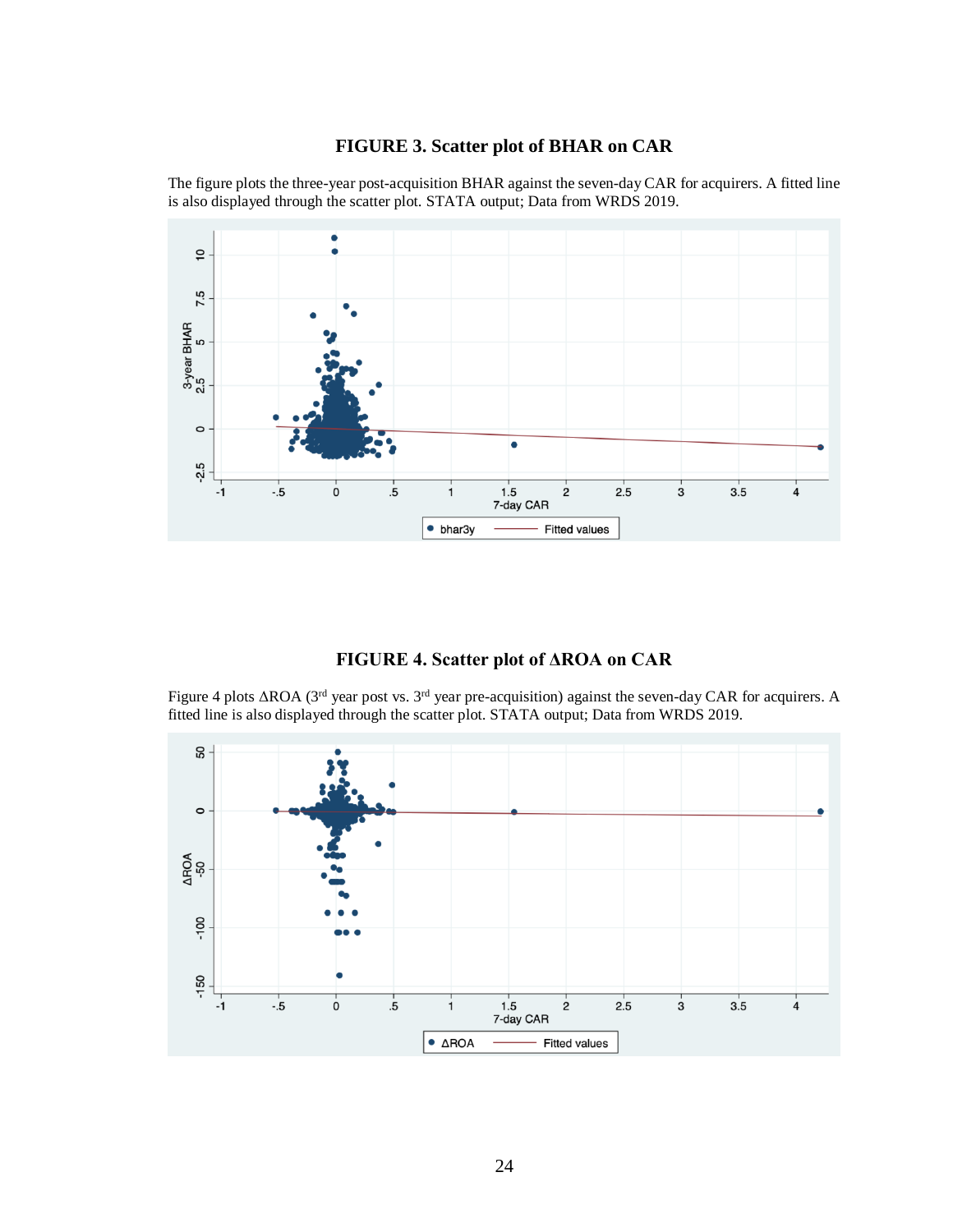**FIGURE 3. Scatter plot of BHAR on CAR**

The figure plots the three-year post-acquisition BHAR against the seven-day CAR for acquirers. A fitted line is also displayed through the scatter plot. STATA output; Data from WRDS 2019.

**FIGURE 4. Scatter plot of ΔROA on CAR**

Figure 4 plots ΔROA (3[rd] year post vs. 3[rd] year pre-acquisition) against the seven-day CAR for acquirers. A fitted line is also displayed through the scatter plot. STATA output; Data from WRDS 2019.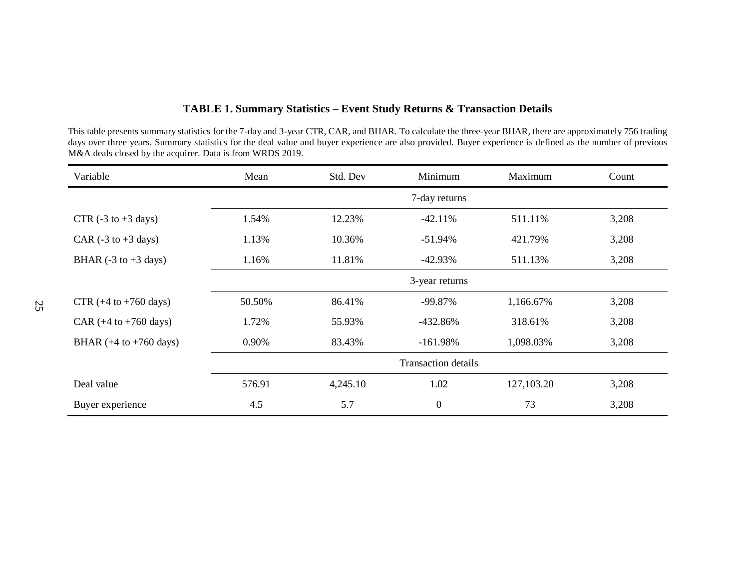**TABLE 1. Summary Statistics – Event Study Returns & Transaction Details**

This table presents summary statistics for the 7-day and 3-year CTR, CAR, and BHAR. To calculate the three-year BHAR, there are approximately 756 trading days over three years. Summary statistics for the deal value and buyer experience are also provided. Buyer experience is defined as the number of previous M&A deals closed by the acquirer. Data is from WRDS 2019.

| Variable | Mean | Std. Dev | Minimum | Maximum | Count |
|---|---|---|---|---|---|
| | | | 7-day returns | | |
| CTR (-3 to +3 days) | 1.54% | 12.23% | -42.11% | 511.11% | 3,208 |
| CAR (-3 to +3 days) | 1.13% | 10.36% | -51.94% | 421.79% | 3,208 |
| BHAR (-3 to +3 days) | 1.16% | 11.81% | -42.93% | 511.13% | 3,208 |
| | | | 3-year returns | | |
| CTR (+4 to +760 days) | 50.50% | 86.41% | -99.87% | 1,166.67% | 3,208 |
| CAR (+4 to +760 days) | 1.72% | 55.93% | -432.86% | 318.61% | 3,208 |
| BHAR (+4 to +760 days) | 0.90% | 83.43% | -161.98% | 1,098.03% | 3,208 |
| | | | Transaction details | | |
| Deal value | 576.91 | 4,245.10 | 1.02 | 127,103.20 | 3,208 |
| Buyer experience | 4.5 | 5.7 | 0 | 73 | 3,208 |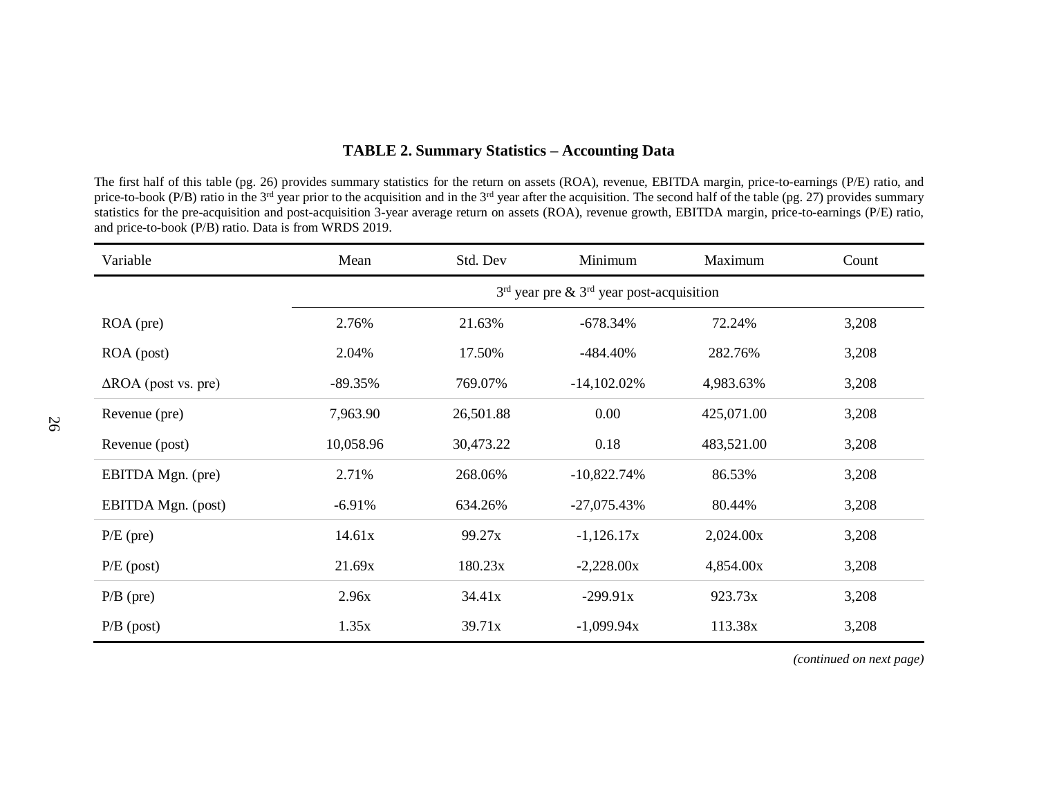**TABLE 2. Summary Statistics – Accounting Data**

The first half of this table (pg. 26) provides summary statistics for the return on assets (ROA), revenue, EBITDA margin, price-to-earnings (P/E) ratio, and price-to-book (P/B) ratio in the 3rd year prior to the acquisition and in the 3rd year after the acquisition. The second half of the table (pg. 27) provides summary statistics for the pre-acquisition and post-acquisition 3-year average return on assets (ROA), revenue growth, EBITDA margin, price-to-earnings (P/E) ratio, and price-to-book (P/B) ratio. Data is from WRDS 2019.

| Variable | Mean | Std. Dev | Minimum | Maximum | Count |
|---|---|---|---|---|---|
| | 3rd year pre & 3rd year post-acquisition | | | | |
| ROA (pre) | 2.76% | 21.63% | -678.34% | 72.24% | 3,208 |
| ROA (post) | 2.04% | 17.50% | -484.40% | 282.76% | 3,208 |
| ΔROA (post vs. pre) | -89.35% | 769.07% | -14,102.02% | 4,983.63% | 3,208 |
| Revenue (pre) | 7,963.90 | 26,501.88 | 0.00 | 425,071.00 | 3,208 |
| Revenue (post) | 10,058.96 | 30,473.22 | 0.18 | 483,521.00 | 3,208 |
| EBITDA Mgn. (pre) | 2.71% | 268.06% | -10,822.74% | 86.53% | 3,208 |
| EBITDA Mgn. (post) | -6.91% | 634.26% | -27,075.43% | 80.44% | 3,208 |
| P/E (pre) | 14.61x | 99.27x | -1,126.17x | 2,024.00x | 3,208 |
| P/E (post) | 21.69x | 180.23x | -2,228.00x | 4,854.00x | 3,208 |
| P/B (pre) | 2.96x | 34.41x | -299.91x | 923.73x | 3,208 |
| P/B (post) | 1.35x | 39.71x | -1,099.94x | 113.38x | 3,208 |

*(continued on next page)*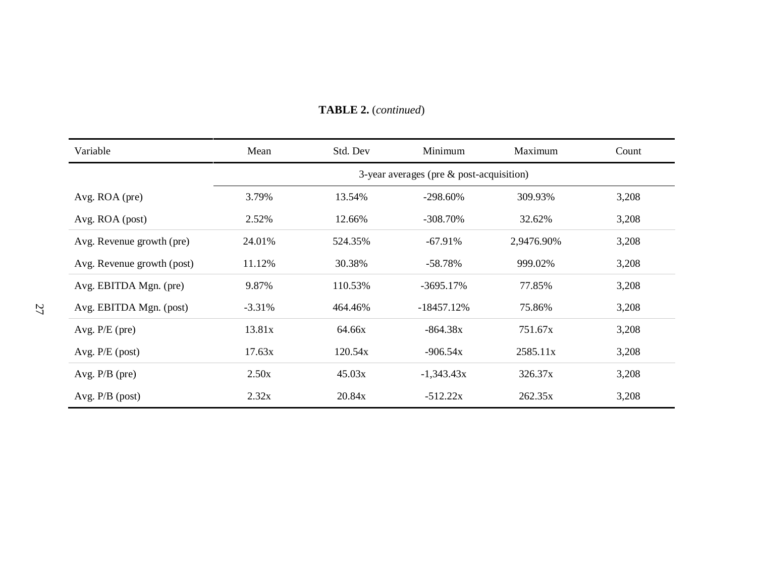**TABLE 2.** (*continued*)

| Variable | Mean | Std. Dev | Minimum | Maximum | Count |
|---|---|---|---|---|---|
| | 3-year averages (pre & post-acquisition) | | | | |
| Avg. ROA (pre) | 3.79% | 13.54% | -298.60% | 309.93% | 3,208 |
| Avg. ROA (post) | 2.52% | 12.66% | -308.70% | 32.62% | 3,208 |
| Avg. Revenue growth (pre) | 24.01% | 524.35% | -67.91% | 2,9476.90% | 3,208 |
| Avg. Revenue growth (post) | 11.12% | 30.38% | -58.78% | 999.02% | 3,208 |
| Avg. EBITDA Mgn. (pre) | 9.87% | 110.53% | -3695.17% | 77.85% | 3,208 |
| Avg. EBITDA Mgn. (post) | -3.31% | 464.46% | -18457.12% | 75.86% | 3,208 |
| Avg. P/E (pre) | 13.81x | 64.66x | -864.38x | 751.67x | 3,208 |
| Avg. P/E (post) | 17.63x | 120.54x | -906.54x | 2585.11x | 3,208 |
| Avg. P/B (pre) | 2.50x | 45.03x | -1,343.43x | 326.37x | 3,208 |
| Avg. P/B (post) | 2.32x | 20.84x | -512.22x | 262.35x | 3,208 |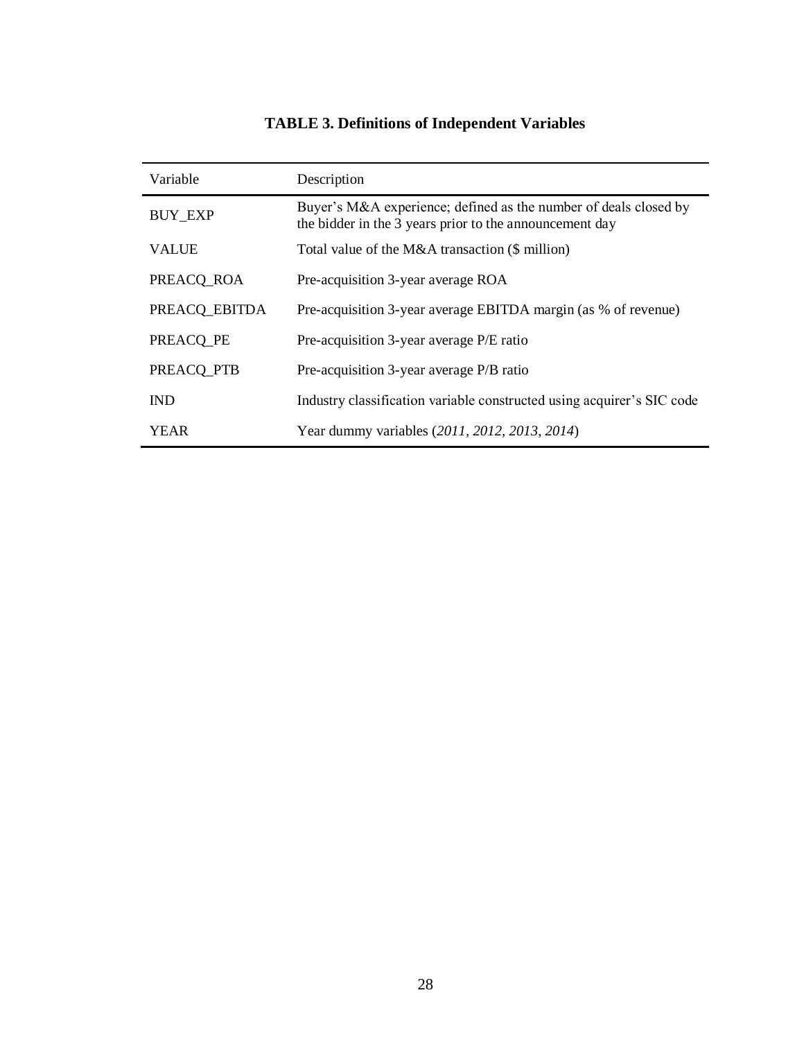**TABLE 3. Definitions of Independent Variables**

| Variable | Description |
|---|---|
| BUY_EXP | Buyer's M&A experience; defined as the number of deals closed by the bidder in the 3 years prior to the announcement day |
| VALUE | Total value of the M&A transaction ($ million) |
| PREACQ_ROA | Pre-acquisition 3-year average ROA |
| PREACQ_EBITDA | Pre-acquisition 3-year average EBITDA margin (as % of revenue) |
| PREACQ_PE | Pre-acquisition 3-year average P/E ratio |
| PREACQ_PTB | Pre-acquisition 3-year average P/B ratio |
| IND | Industry classification variable constructed using acquirer's SIC code |
| YEAR | Year dummy variables (*2011, 2012, 2013, 2014*) |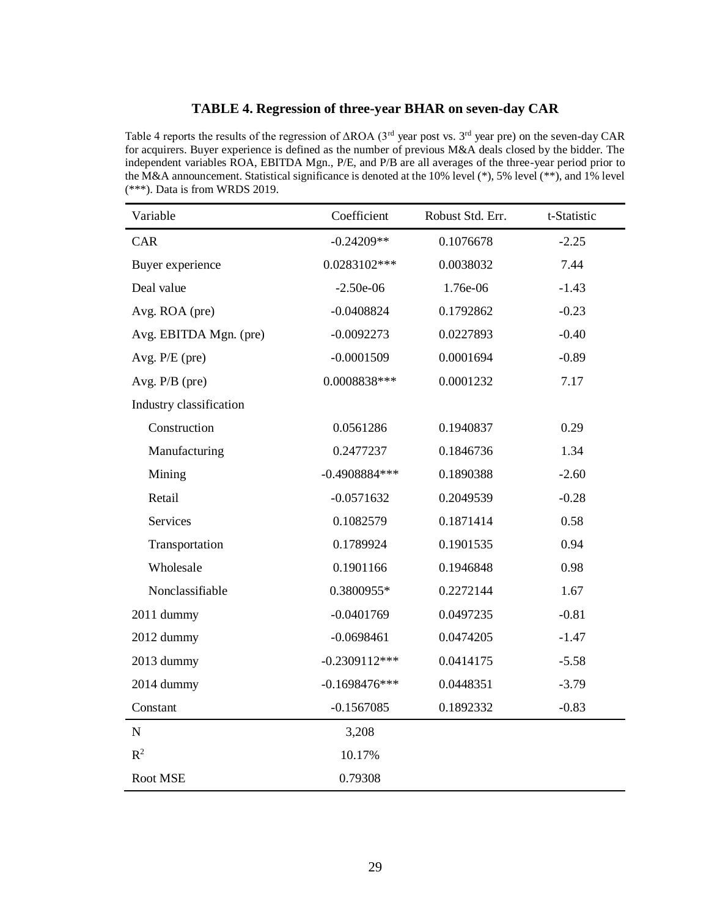**TABLE 4. Regression of three-year BHAR on seven-day CAR**

Table 4 reports the results of the regression of ΔROA (3rd year post vs. 3rd year pre) on the seven-day CAR for acquirers. Buyer experience is defined as the number of previous M&A deals closed by the bidder. The independent variables ROA, EBITDA Mgn., P/E, and P/B are all averages of the three-year period prior to the M&A announcement. Statistical significance is denoted at the 10% level (*), 5% level (**), and 1% level (***). Data is from WRDS 2019.

| Variable | Coefficient | Robust Std. Err. | t-Statistic |
|---|---|---|---|
| CAR | -0.24209** | 0.1076678 | -2.25 |
| Buyer experience | 0.0283102*** | 0.0038032 | 7.44 |
| Deal value | -2.50e-06 | 1.76e-06 | -1.43 |
| Avg. ROA (pre) | -0.0408824 | 0.1792862 | -0.23 |
| Avg. EBITDA Mgn. (pre) | -0.0092273 | 0.0227893 | -0.40 |
| Avg. P/E (pre) | -0.0001509 | 0.0001694 | -0.89 |
| Avg. P/B (pre) | 0.0008838*** | 0.0001232 | 7.17 |
| Industry classification | | | |
| Construction | 0.0561286 | 0.1940837 | 0.29 |
| Manufacturing | 0.2477237 | 0.1846736 | 1.34 |
| Mining | -0.4908884*** | 0.1890388 | -2.60 |
| Retail | -0.0571632 | 0.2049539 | -0.28 |
| Services | 0.1082579 | 0.1871414 | 0.58 |
| Transportation | 0.1789924 | 0.1901535 | 0.94 |
| Wholesale | 0.1901166 | 0.1946848 | 0.98 |
| Nonclassifiable | 0.3800955* | 0.2272144 | 1.67 |
| 2011 dummy | -0.0401769 | 0.0497235 | -0.81 |
| 2012 dummy | -0.0698461 | 0.0474205 | -1.47 |
| 2013 dummy | -0.2309112*** | 0.0414175 | -5.58 |
| 2014 dummy | -0.1698476*** | 0.0448351 | -3.79 |
| Constant | -0.1567085 | 0.1892332 | -0.83 |
| N | 3,208 | | |
| $R^2$ | 10.17% | | |
| Root MSE | 0.79308 | | |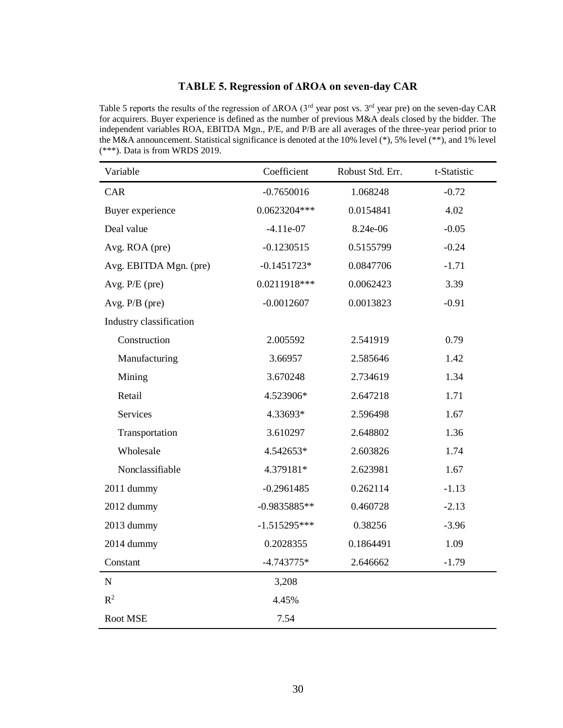## TABLE 5. Regression of ΔROA on seven-day CAR

Table 5 reports the results of the regression of ΔROA (3[rd] year post vs. 3[rd] year pre) on the seven-day CAR for acquirers. Buyer experience is defined as the number of previous M&A deals closed by the bidder. The independent variables ROA, EBITDA Mgn., P/E, and P/B are all averages of the three-year period prior to the M&A announcement. Statistical significance is denoted at the 10% level (*), 5% level (**), and 1% level (***). Data is from WRDS 2019.

| Variable | Coefficient | Robust Std. Err. | t-Statistic |
|---|---|---|---|
| CAR | -0.7650016 | 1.068248 | -0.72 |
| Buyer experience | 0.0623204*** | 0.0154841 | 4.02 |
| Deal value | -4.11e-07 | 8.24e-06 | -0.05 |
| Avg. ROA (pre) | -0.1230515 | 0.5155799 | -0.24 |
| Avg. EBITDA Mgn. (pre) | -0.1451723* | 0.0847706 | -1.71 |
| Avg. P/E (pre) | 0.0211918*** | 0.0062423 | 3.39 |
| Avg. P/B (pre) | -0.0012607 | 0.0013823 | -0.91 |
| Industry classification | | | |
| Construction | 2.005592 | 2.541919 | 0.79 |
| Manufacturing | 3.66957 | 2.585646 | 1.42 |
| Mining | 3.670248 | 2.734619 | 1.34 |
| Retail | 4.523906* | 2.647218 | 1.71 |
| Services | 4.33693* | 2.596498 | 1.67 |
| Transportation | 3.610297 | 2.648802 | 1.36 |
| Wholesale | 4.542653* | 2.603826 | 1.74 |
| Nonclassifiable | 4.379181* | 2.623981 | 1.67 |
| 2011 dummy | -0.2961485 | 0.262114 | -1.13 |
| 2012 dummy | -0.9835885** | 0.460728 | -2.13 |
| 2013 dummy | -1.515295*** | 0.38256 | -3.96 |
| 2014 dummy | 0.2028355 | 0.1864491 | 1.09 |
| Constant | -4.743775* | 2.646662 | -1.79 |
| N | 3,208 | | |
| $R^2$ | 4.45% | | |
| Root MSE | 7.54 | | |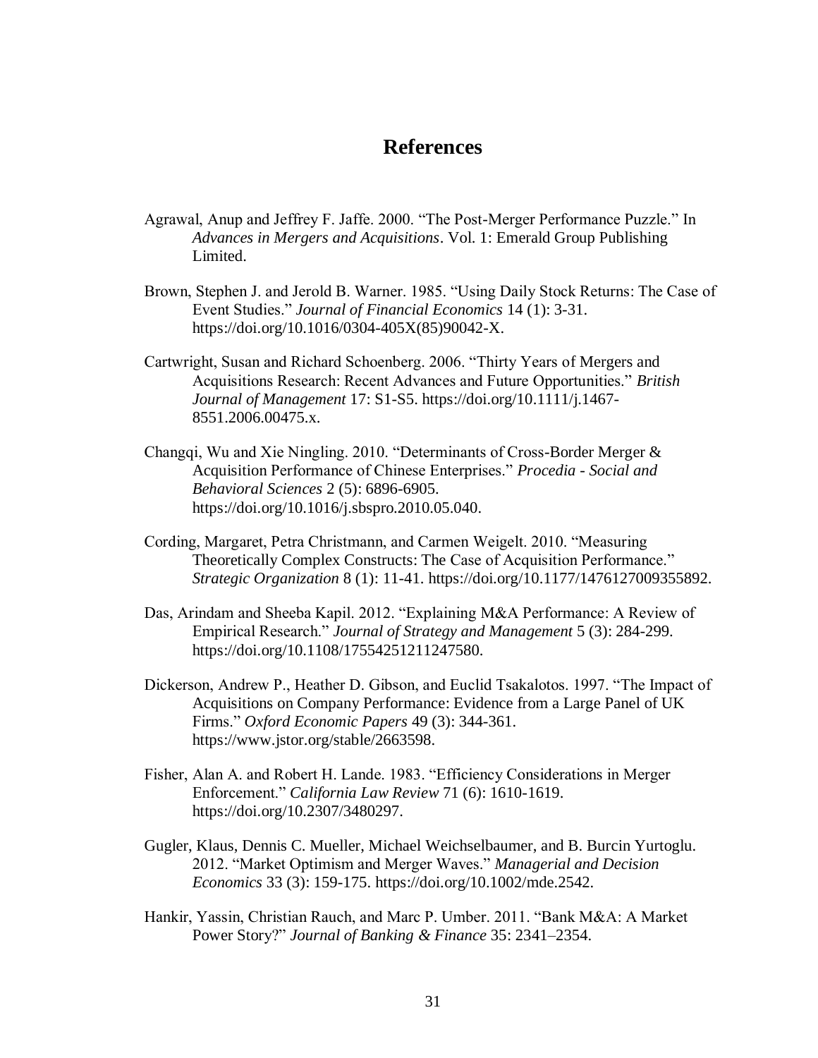# References

Agrawal, Anup and Jeffrey F. Jaffe. 2000. "The Post-Merger Performance Puzzle." In *Advances in Mergers and Acquisitions*. Vol. 1: Emerald Group Publishing Limited.

Brown, Stephen J. and Jerold B. Warner. 1985. "Using Daily Stock Returns: The Case of Event Studies." *Journal of Financial Economics* 14 (1): 3-31. https://doi.org/10.1016/0304-405X(85)90042-X.

Cartwright, Susan and Richard Schoenberg. 2006. "Thirty Years of Mergers and Acquisitions Research: Recent Advances and Future Opportunities." *British Journal of Management* 17: S1-S5. https://doi.org/10.1111/j.1467-8551.2006.00475.x.

Changqi, Wu and Xie Ningling. 2010. "Determinants of Cross-Border Merger & Acquisition Performance of Chinese Enterprises." *Procedia - Social and Behavioral Sciences* 2 (5): 6896-6905. https://doi.org/10.1016/j.sbspro.2010.05.040.

Cording, Margaret, Petra Christmann, and Carmen Weigelt. 2010. "Measuring Theoretically Complex Constructs: The Case of Acquisition Performance." *Strategic Organization* 8 (1): 11-41. https://doi.org/10.1177/1476127009355892.

Das, Arindam and Sheeba Kapil. 2012. "Explaining M&A Performance: A Review of Empirical Research." *Journal of Strategy and Management* 5 (3): 284-299. https://doi.org/10.1108/17554251211247580.

Dickerson, Andrew P., Heather D. Gibson, and Euclid Tsakalotos. 1997. "The Impact of Acquisitions on Company Performance: Evidence from a Large Panel of UK Firms." *Oxford Economic Papers* 49 (3): 344-361. https://www.jstor.org/stable/2663598.

Fisher, Alan A. and Robert H. Lande. 1983. "Efficiency Considerations in Merger Enforcement." *California Law Review* 71 (6): 1610-1619. https://doi.org/10.2307/3480297.

Gugler, Klaus, Dennis C. Mueller, Michael Weichselbaumer, and B. Burcin Yurtoglu. 2012. "Market Optimism and Merger Waves." *Managerial and Decision Economics* 33 (3): 159-175. https://doi.org/10.1002/mde.2542.

Hankir, Yassin, Christian Rauch, and Marc P. Umber. 2011. "Bank M&A: A Market Power Story?" *Journal of Banking & Finance* 35: 2341–2354.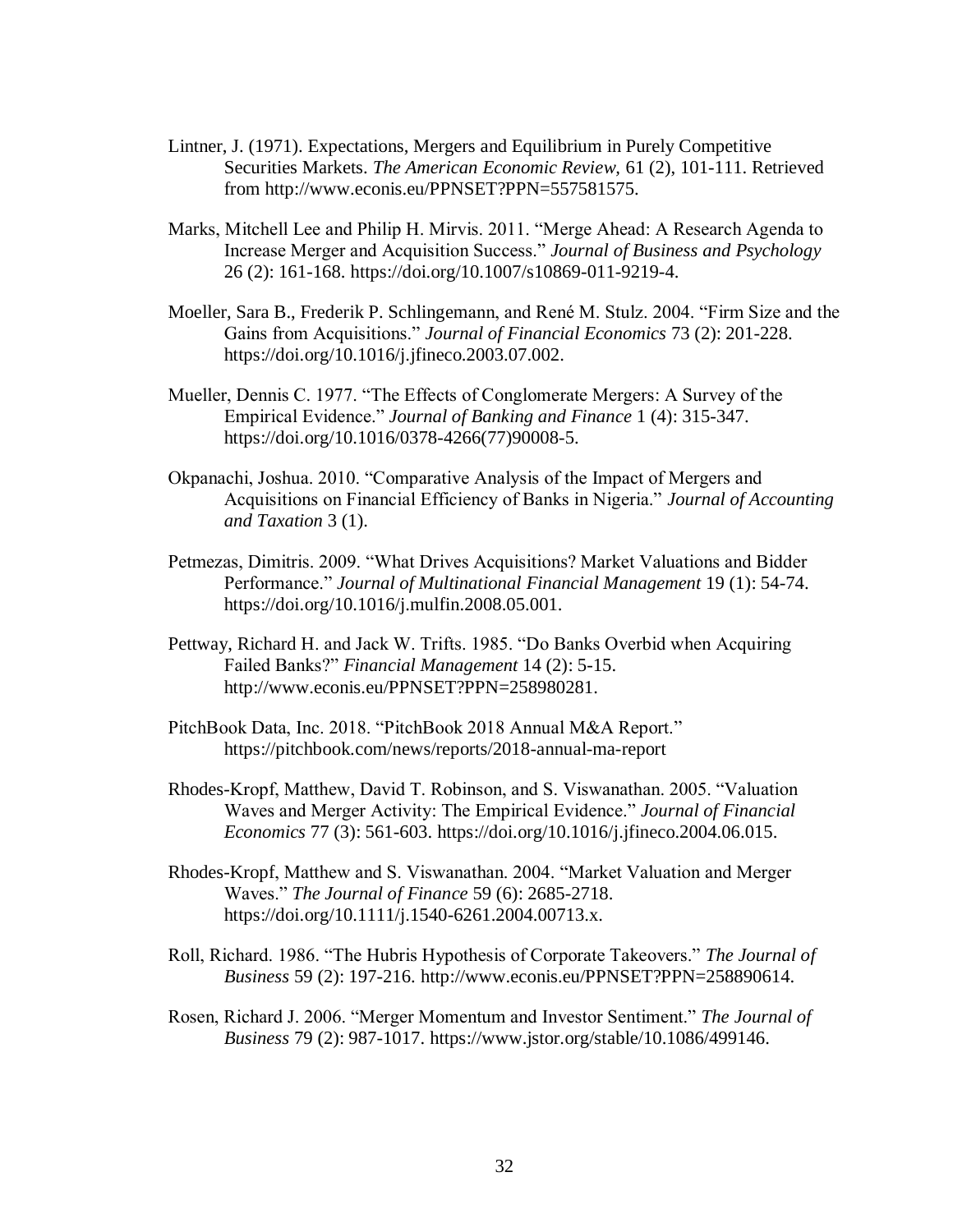Lintner, J. (1971). Expectations, Mergers and Equilibrium in Purely Competitive Securities Markets. *The American Economic Review,* 61 (2), 101-111. Retrieved from http://www.econis.eu/PPNSET?PPN=557581575.

Marks, Mitchell Lee and Philip H. Mirvis. 2011. "Merge Ahead: A Research Agenda to Increase Merger and Acquisition Success." *Journal of Business and Psychology* 26 (2): 161-168. https://doi.org/10.1007/s10869-011-9219-4.

Moeller, Sara B., Frederik P. Schlingemann, and René M. Stulz. 2004. "Firm Size and the Gains from Acquisitions." *Journal of Financial Economics* 73 (2): 201-228. https://doi.org/10.1016/j.jfineco.2003.07.002.

Mueller, Dennis C. 1977. "The Effects of Conglomerate Mergers: A Survey of the Empirical Evidence." *Journal of Banking and Finance* 1 (4): 315-347. https://doi.org/10.1016/0378-4266(77)90008-5.

Okpanachi, Joshua. 2010. "Comparative Analysis of the Impact of Mergers and Acquisitions on Financial Efficiency of Banks in Nigeria." *Journal of Accounting and Taxation* 3 (1).

Petmezas, Dimitris. 2009. "What Drives Acquisitions? Market Valuations and Bidder Performance." *Journal of Multinational Financial Management* 19 (1): 54-74. https://doi.org/10.1016/j.mulfin.2008.05.001.

Pettway, Richard H. and Jack W. Trifts. 1985. "Do Banks Overbid when Acquiring Failed Banks?" *Financial Management* 14 (2): 5-15. http://www.econis.eu/PPNSET?PPN=258980281.

PitchBook Data, Inc. 2018. "PitchBook 2018 Annual M&A Report." https://pitchbook.com/news/reports/2018-annual-ma-report

Rhodes-Kropf, Matthew, David T. Robinson, and S. Viswanathan. 2005. "Valuation Waves and Merger Activity: The Empirical Evidence." *Journal of Financial Economics* 77 (3): 561-603. https://doi.org/10.1016/j.jfineco.2004.06.015.

Rhodes-Kropf, Matthew and S. Viswanathan. 2004. "Market Valuation and Merger Waves." *The Journal of Finance* 59 (6): 2685-2718. https://doi.org/10.1111/j.1540-6261.2004.00713.x.

Roll, Richard. 1986. "The Hubris Hypothesis of Corporate Takeovers." *The Journal of Business* 59 (2): 197-216. http://www.econis.eu/PPNSET?PPN=258890614.

Rosen, Richard J. 2006. "Merger Momentum and Investor Sentiment." *The Journal of Business* 79 (2): 987-1017. https://www.jstor.org/stable/10.1086/499146.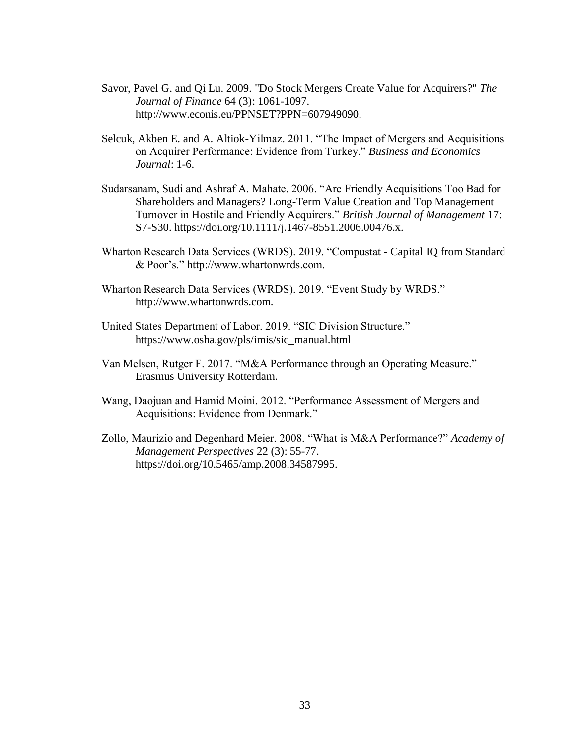Savor, Pavel G. and Qi Lu. 2009. "Do Stock Mergers Create Value for Acquirers?" *The Journal of Finance* 64 (3): 1061-1097. http://www.econis.eu/PPNSET?PPN=607949090.

Selcuk, Akben E. and A. Altiok-Yilmaz. 2011. "The Impact of Mergers and Acquisitions on Acquirer Performance: Evidence from Turkey." *Business and Economics Journal*: 1-6.

Sudarsanam, Sudi and Ashraf A. Mahate. 2006. "Are Friendly Acquisitions Too Bad for Shareholders and Managers? Long-Term Value Creation and Top Management Turnover in Hostile and Friendly Acquirers." *British Journal of Management* 17: S7-S30. https://doi.org/10.1111/j.1467-8551.2006.00476.x.

Wharton Research Data Services (WRDS). 2019. "Compustat - Capital IQ from Standard & Poor's." http://www.whartonwrds.com.

Wharton Research Data Services (WRDS). 2019. "Event Study by WRDS." http://www.whartonwrds.com.

United States Department of Labor. 2019. "SIC Division Structure." https://www.osha.gov/pls/imis/sic_manual.html

Van Melsen, Rutger F. 2017. "M&A Performance through an Operating Measure." Erasmus University Rotterdam.

Wang, Daojuan and Hamid Moini. 2012. "Performance Assessment of Mergers and Acquisitions: Evidence from Denmark."

Zollo, Maurizio and Degenhard Meier. 2008. "What is M&A Performance?" *Academy of Management Perspectives* 22 (3): 55-77. https://doi.org/10.5465/amp.2008.34587995.